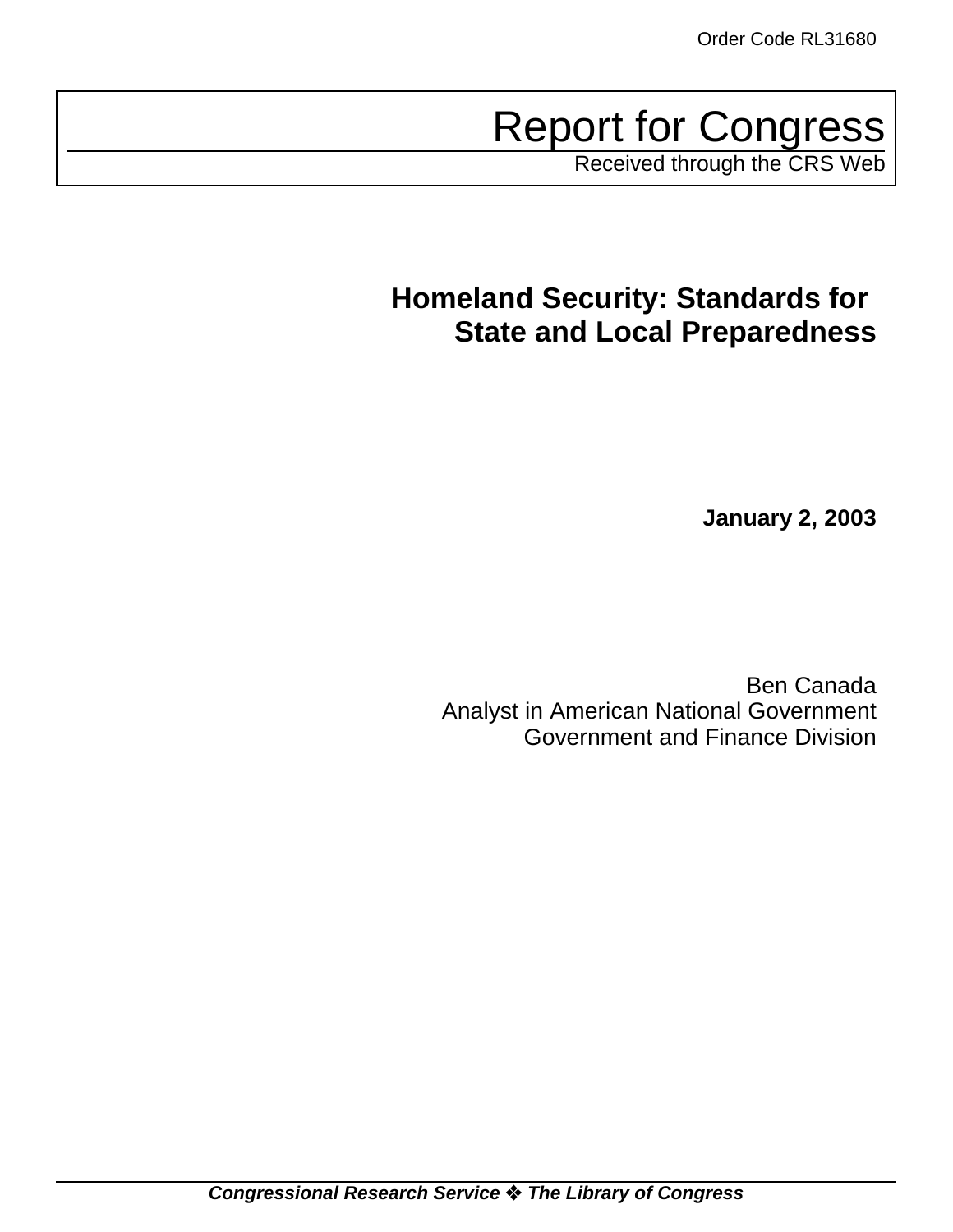Order Code RL31680

# Report for Congress

Received through the CRS Web

## Homeland Security: Standards for State and Local Preparedness

**January 2, 2003**

Ben Canada
Analyst in American National Government
Government and Finance Division

***Congressional Research Service ❖ The Library of Congress***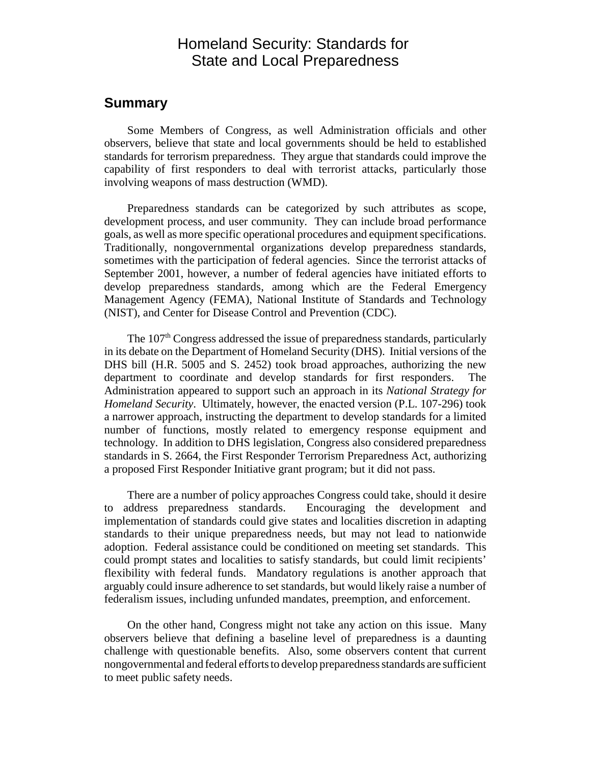# Homeland Security: Standards for State and Local Preparedness

## Summary

Some Members of Congress, as well Administration officials and other observers, believe that state and local governments should be held to established standards for terrorism preparedness. They argue that standards could improve the capability of first responders to deal with terrorist attacks, particularly those involving weapons of mass destruction (WMD).

Preparedness standards can be categorized by such attributes as scope, development process, and user community. They can include broad performance goals, as well as more specific operational procedures and equipment specifications. Traditionally, nongovernmental organizations develop preparedness standards, sometimes with the participation of federal agencies. Since the terrorist attacks of September 2001, however, a number of federal agencies have initiated efforts to develop preparedness standards, among which are the Federal Emergency Management Agency (FEMA), National Institute of Standards and Technology (NIST), and Center for Disease Control and Prevention (CDC).

The 107th Congress addressed the issue of preparedness standards, particularly in its debate on the Department of Homeland Security (DHS). Initial versions of the DHS bill (H.R. 5005 and S. 2452) took broad approaches, authorizing the new department to coordinate and develop standards for first responders. The Administration appeared to support such an approach in its *National Strategy for Homeland Security*. Ultimately, however, the enacted version (P.L. 107-296) took a narrower approach, instructing the department to develop standards for a limited number of functions, mostly related to emergency response equipment and technology. In addition to DHS legislation, Congress also considered preparedness standards in S. 2664, the First Responder Terrorism Preparedness Act, authorizing a proposed First Responder Initiative grant program; but it did not pass.

There are a number of policy approaches Congress could take, should it desire to address preparedness standards. Encouraging the development and implementation of standards could give states and localities discretion in adapting standards to their unique preparedness needs, but may not lead to nationwide adoption. Federal assistance could be conditioned on meeting set standards. This could prompt states and localities to satisfy standards, but could limit recipients' flexibility with federal funds. Mandatory regulations is another approach that arguably could insure adherence to set standards, but would likely raise a number of federalism issues, including unfunded mandates, preemption, and enforcement.

On the other hand, Congress might not take any action on this issue. Many observers believe that defining a baseline level of preparedness is a daunting challenge with questionable benefits. Also, some observers content that current nongovernmental and federal efforts to develop preparedness standards are sufficient to meet public safety needs.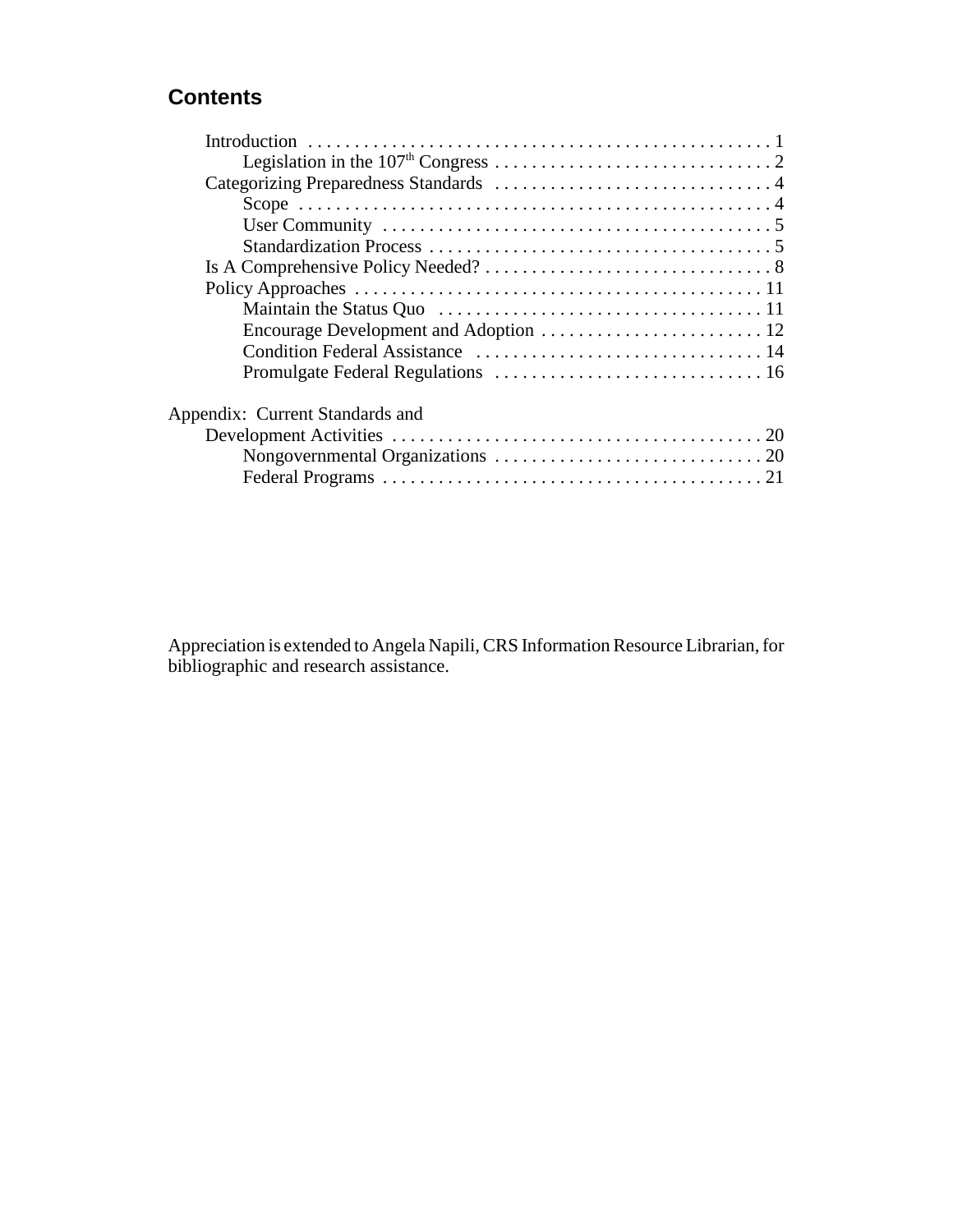## Contents

- Introduction . . . . . . . . . . . . . . . . . . . . . . . . . . . . . . . . . . . . . . . . . . . . . . . . . . 1
  - Legislation in the 107th Congress . . . . . . . . . . . . . . . . . . . . . . . . . . . . . . 2
- Categorizing Preparedness Standards . . . . . . . . . . . . . . . . . . . . . . . . . . . . . . 4
  - Scope . . . . . . . . . . . . . . . . . . . . . . . . . . . . . . . . . . . . . . . . . . . . . . . . . . . 4
  - User Community . . . . . . . . . . . . . . . . . . . . . . . . . . . . . . . . . . . . . . . . . . 5
  - Standardization Process . . . . . . . . . . . . . . . . . . . . . . . . . . . . . . . . . . . . . 5
- Is A Comprehensive Policy Needed? . . . . . . . . . . . . . . . . . . . . . . . . . . . . . . . 8
- Policy Approaches . . . . . . . . . . . . . . . . . . . . . . . . . . . . . . . . . . . . . . . . . . . 11
  - Maintain the Status Quo . . . . . . . . . . . . . . . . . . . . . . . . . . . . . . . . . . . 11
  - Encourage Development and Adoption . . . . . . . . . . . . . . . . . . . . . . . . 12
  - Condition Federal Assistance . . . . . . . . . . . . . . . . . . . . . . . . . . . . . . . 14
  - Promulgate Federal Regulations . . . . . . . . . . . . . . . . . . . . . . . . . . . . . 16

Appendix: Current Standards and
- Development Activities . . . . . . . . . . . . . . . . . . . . . . . . . . . . . . . . . . . . . . . . 20
  - Nongovernmental Organizations . . . . . . . . . . . . . . . . . . . . . . . . . . . . . 20
  - Federal Programs . . . . . . . . . . . . . . . . . . . . . . . . . . . . . . . . . . . . . . . . . 21

Appreciation is extended to Angela Napili, CRS Information Resource Librarian, for bibliographic and research assistance.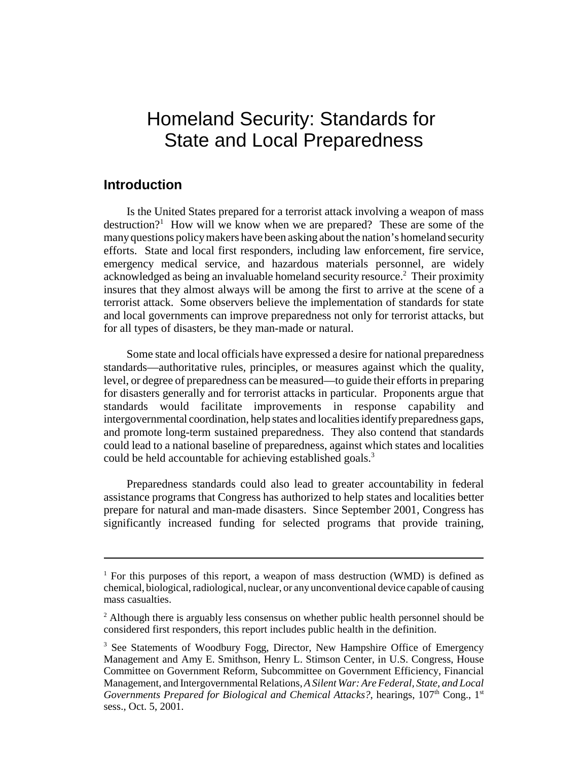# Homeland Security: Standards for State and Local Preparedness

## Introduction

Is the United States prepared for a terrorist attack involving a weapon of mass destruction?[1] How will we know when we are prepared? These are some of the many questions policy makers have been asking about the nation's homeland security efforts. State and local first responders, including law enforcement, fire service, emergency medical service, and hazardous materials personnel, are widely acknowledged as being an invaluable homeland security resource.[2] Their proximity insures that they almost always will be among the first to arrive at the scene of a terrorist attack. Some observers believe the implementation of standards for state and local governments can improve preparedness not only for terrorist attacks, but for all types of disasters, be they man-made or natural.

Some state and local officials have expressed a desire for national preparedness standards—authoritative rules, principles, or measures against which the quality, level, or degree of preparedness can be measured—to guide their efforts in preparing for disasters generally and for terrorist attacks in particular. Proponents argue that standards would facilitate improvements in response capability and intergovernmental coordination, help states and localities identify preparedness gaps, and promote long-term sustained preparedness. They also contend that standards could lead to a national baseline of preparedness, against which states and localities could be held accountable for achieving established goals.[3]

Preparedness standards could also lead to greater accountability in federal assistance programs that Congress has authorized to help states and localities better prepare for natural and man-made disasters. Since September 2001, Congress has significantly increased funding for selected programs that provide training,

---

[1] For this purposes of this report, a weapon of mass destruction (WMD) is defined as chemical, biological, radiological, nuclear, or any unconventional device capable of causing mass casualties.

[2] Although there is arguably less consensus on whether public health personnel should be considered first responders, this report includes public health in the definition.

[3] See Statements of Woodbury Fogg, Director, New Hampshire Office of Emergency Management and Amy E. Smithson, Henry L. Stimson Center, in U.S. Congress, House Committee on Government Reform, Subcommittee on Government Efficiency, Financial Management, and Intergovernmental Relations, *A Silent War: Are Federal, State, and Local Governments Prepared for Biological and Chemical Attacks?*, hearings, 107th Cong., 1st sess., Oct. 5, 2001.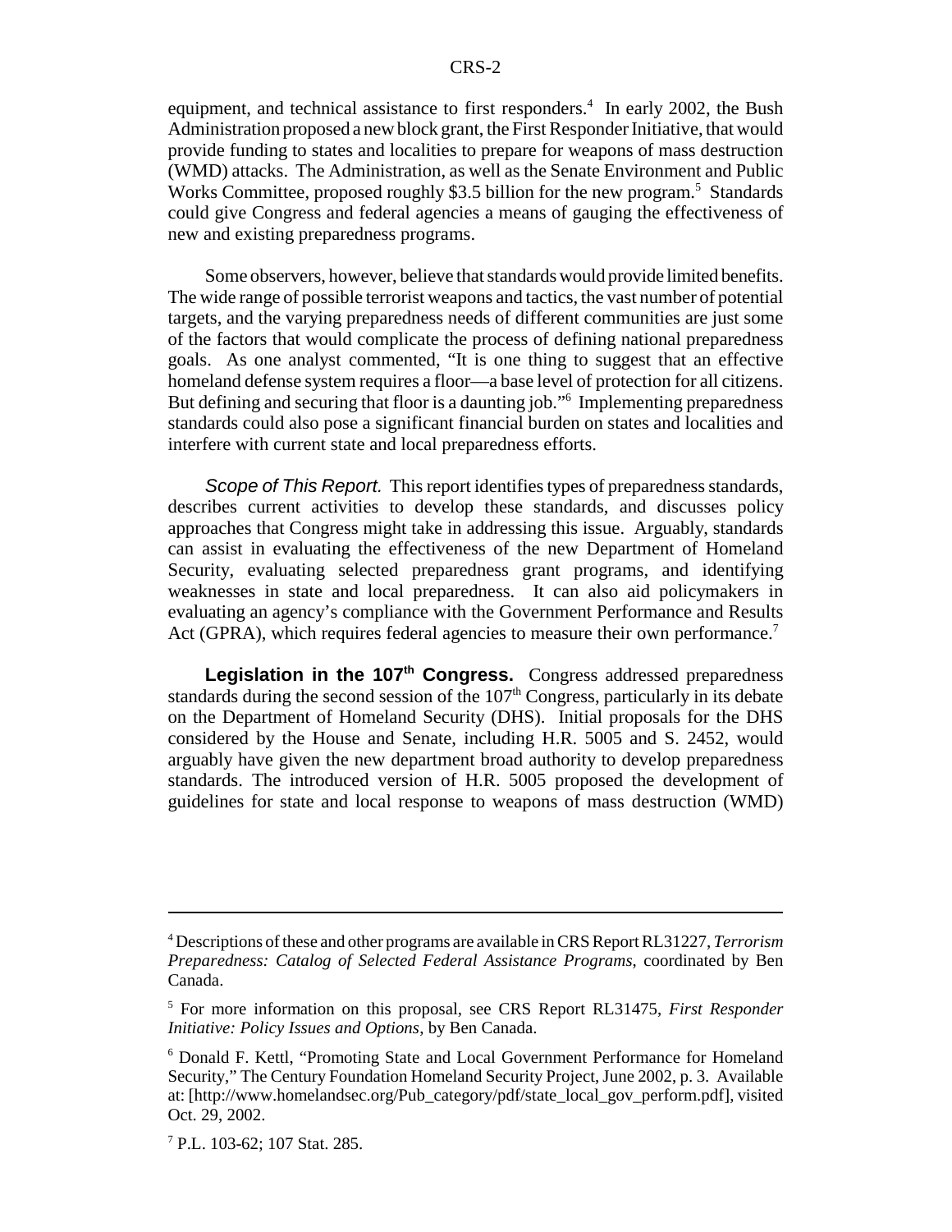equipment, and technical assistance to first responders.[4] In early 2002, the Bush Administration proposed a new block grant, the First Responder Initiative, that would provide funding to states and localities to prepare for weapons of mass destruction (WMD) attacks. The Administration, as well as the Senate Environment and Public Works Committee, proposed roughly $3.5 billion for the new program.[5] Standards could give Congress and federal agencies a means of gauging the effectiveness of new and existing preparedness programs.

Some observers, however, believe that standards would provide limited benefits. The wide range of possible terrorist weapons and tactics, the vast number of potential targets, and the varying preparedness needs of different communities are just some of the factors that would complicate the process of defining national preparedness goals. As one analyst commented, "It is one thing to suggest that an effective homeland defense system requires a floor—a base level of protection for all citizens. But defining and securing that floor is a daunting job."[6] Implementing preparedness standards could also pose a significant financial burden on states and localities and interfere with current state and local preparedness efforts.

*Scope of This Report.* This report identifies types of preparedness standards, describes current activities to develop these standards, and discusses policy approaches that Congress might take in addressing this issue. Arguably, standards can assist in evaluating the effectiveness of the new Department of Homeland Security, evaluating selected preparedness grant programs, and identifying weaknesses in state and local preparedness. It can also aid policymakers in evaluating an agency's compliance with the Government Performance and Results Act (GPRA), which requires federal agencies to measure their own performance.[7]

**Legislation in the 107th Congress.** Congress addressed preparedness standards during the second session of the 107th Congress, particularly in its debate on the Department of Homeland Security (DHS). Initial proposals for the DHS considered by the House and Senate, including H.R. 5005 and S. 2452, would arguably have given the new department broad authority to develop preparedness standards. The introduced version of H.R. 5005 proposed the development of guidelines for state and local response to weapons of mass destruction (WMD)

---

[4] Descriptions of these and other programs are available in CRS Report RL31227, *Terrorism Preparedness: Catalog of Selected Federal Assistance Programs*, coordinated by Ben Canada.

[5] For more information on this proposal, see CRS Report RL31475, *First Responder Initiative: Policy Issues and Options*, by Ben Canada.

[6] Donald F. Kettl, "Promoting State and Local Government Performance for Homeland Security," The Century Foundation Homeland Security Project, June 2002, p. 3. Available at: [http://www.homelandsec.org/Pub_category/pdf/state_local_gov_perform.pdf], visited Oct. 29, 2002.

[7] P.L. 103-62; 107 Stat. 285.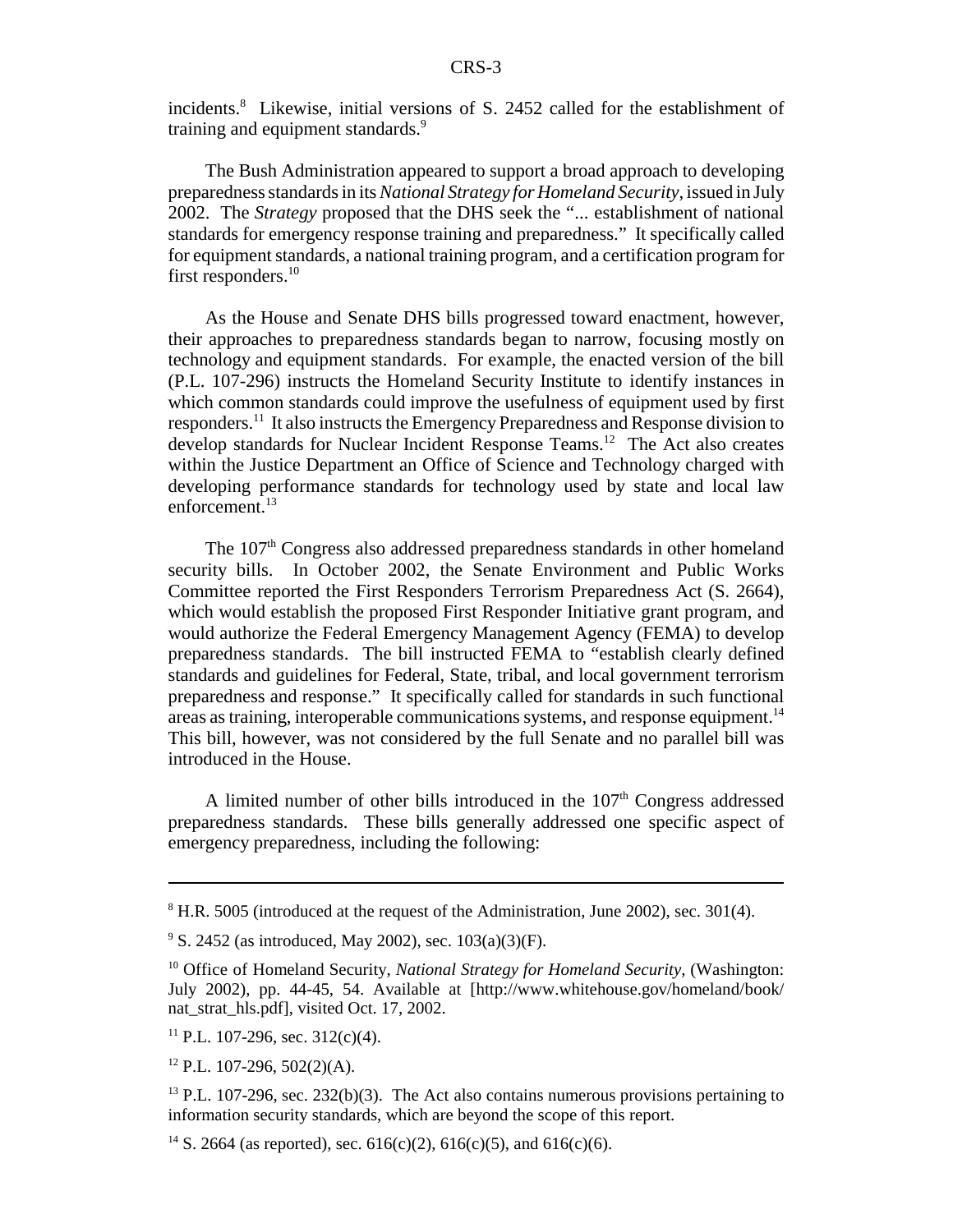incidents.[8] Likewise, initial versions of S. 2452 called for the establishment of training and equipment standards.[9]

The Bush Administration appeared to support a broad approach to developing preparedness standards in its *National Strategy for Homeland Security*, issued in July 2002. The *Strategy* proposed that the DHS seek the "... establishment of national standards for emergency response training and preparedness." It specifically called for equipment standards, a national training program, and a certification program for first responders.[10]

As the House and Senate DHS bills progressed toward enactment, however, their approaches to preparedness standards began to narrow, focusing mostly on technology and equipment standards. For example, the enacted version of the bill (P.L. 107-296) instructs the Homeland Security Institute to identify instances in which common standards could improve the usefulness of equipment used by first responders.[11] It also instructs the Emergency Preparedness and Response division to develop standards for Nuclear Incident Response Teams.[12] The Act also creates within the Justice Department an Office of Science and Technology charged with developing performance standards for technology used by state and local law enforcement.[13]

The 107th Congress also addressed preparedness standards in other homeland security bills. In October 2002, the Senate Environment and Public Works Committee reported the First Responders Terrorism Preparedness Act (S. 2664), which would establish the proposed First Responder Initiative grant program, and would authorize the Federal Emergency Management Agency (FEMA) to develop preparedness standards. The bill instructed FEMA to "establish clearly defined standards and guidelines for Federal, State, tribal, and local government terrorism preparedness and response." It specifically called for standards in such functional areas as training, interoperable communications systems, and response equipment.[14] This bill, however, was not considered by the full Senate and no parallel bill was introduced in the House.

A limited number of other bills introduced in the 107th Congress addressed preparedness standards. These bills generally addressed one specific aspect of emergency preparedness, including the following:

---

[8] H.R. 5005 (introduced at the request of the Administration, June 2002), sec. 301(4).

[9] S. 2452 (as introduced, May 2002), sec. 103(a)(3)(F).

[10] Office of Homeland Security, *National Strategy for Homeland Security*, (Washington: July 2002), pp. 44-45, 54. Available at [http://www.whitehouse.gov/homeland/book/nat_strat_hls.pdf], visited Oct. 17, 2002.

[11] P.L. 107-296, sec. 312(c)(4).

[12] P.L. 107-296, 502(2)(A).

[13] P.L. 107-296, sec. 232(b)(3). The Act also contains numerous provisions pertaining to information security standards, which are beyond the scope of this report.

[14] S. 2664 (as reported), sec. 616(c)(2), 616(c)(5), and 616(c)(6).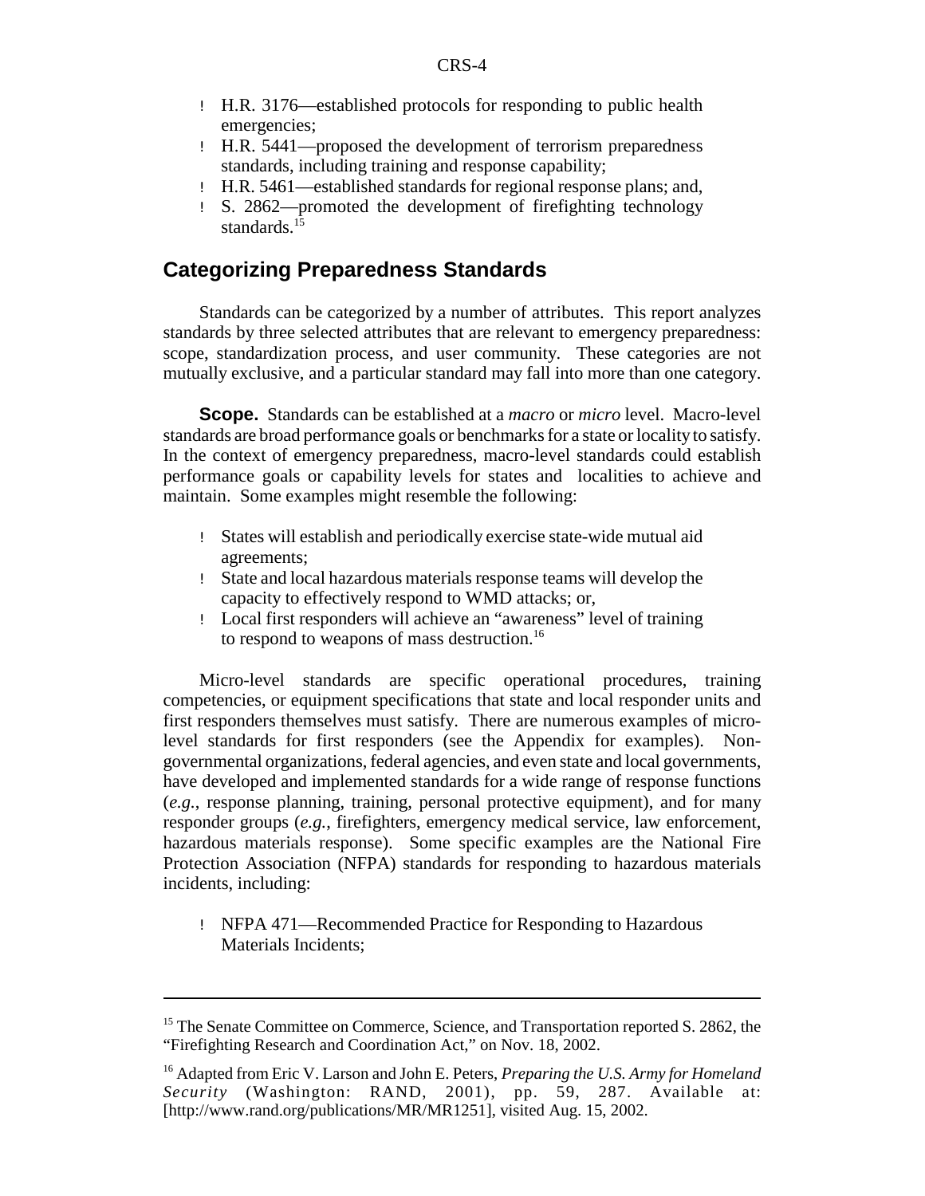- H.R. 3176—established protocols for responding to public health emergencies;
- H.R. 5441—proposed the development of terrorism preparedness standards, including training and response capability;
- H.R. 5461—established standards for regional response plans; and,
- S. 2862—promoted the development of firefighting technology standards.[15]

## Categorizing Preparedness Standards

Standards can be categorized by a number of attributes. This report analyzes standards by three selected attributes that are relevant to emergency preparedness: scope, standardization process, and user community. These categories are not mutually exclusive, and a particular standard may fall into more than one category.

**Scope.** Standards can be established at a *macro* or *micro* level. Macro-level standards are broad performance goals or benchmarks for a state or locality to satisfy. In the context of emergency preparedness, macro-level standards could establish performance goals or capability levels for states and localities to achieve and maintain. Some examples might resemble the following:

- States will establish and periodically exercise state-wide mutual aid agreements;
- State and local hazardous materials response teams will develop the capacity to effectively respond to WMD attacks; or,
- Local first responders will achieve an "awareness" level of training to respond to weapons of mass destruction.[16]

Micro-level standards are specific operational procedures, training competencies, or equipment specifications that state and local responder units and first responders themselves must satisfy. There are numerous examples of micro-level standards for first responders (see the Appendix for examples). Non-governmental organizations, federal agencies, and even state and local governments, have developed and implemented standards for a wide range of response functions (*e.g.*, response planning, training, personal protective equipment), and for many responder groups (*e.g.*, firefighters, emergency medical service, law enforcement, hazardous materials response). Some specific examples are the National Fire Protection Association (NFPA) standards for responding to hazardous materials incidents, including:

- NFPA 471—Recommended Practice for Responding to Hazardous Materials Incidents;

---

[15] The Senate Committee on Commerce, Science, and Transportation reported S. 2862, the "Firefighting Research and Coordination Act," on Nov. 18, 2002.

[16] Adapted from Eric V. Larson and John E. Peters, *Preparing the U.S. Army for Homeland Security* (Washington: RAND, 2001), pp. 59, 287. Available at: [http://www.rand.org/publications/MR/MR1251], visited Aug. 15, 2002.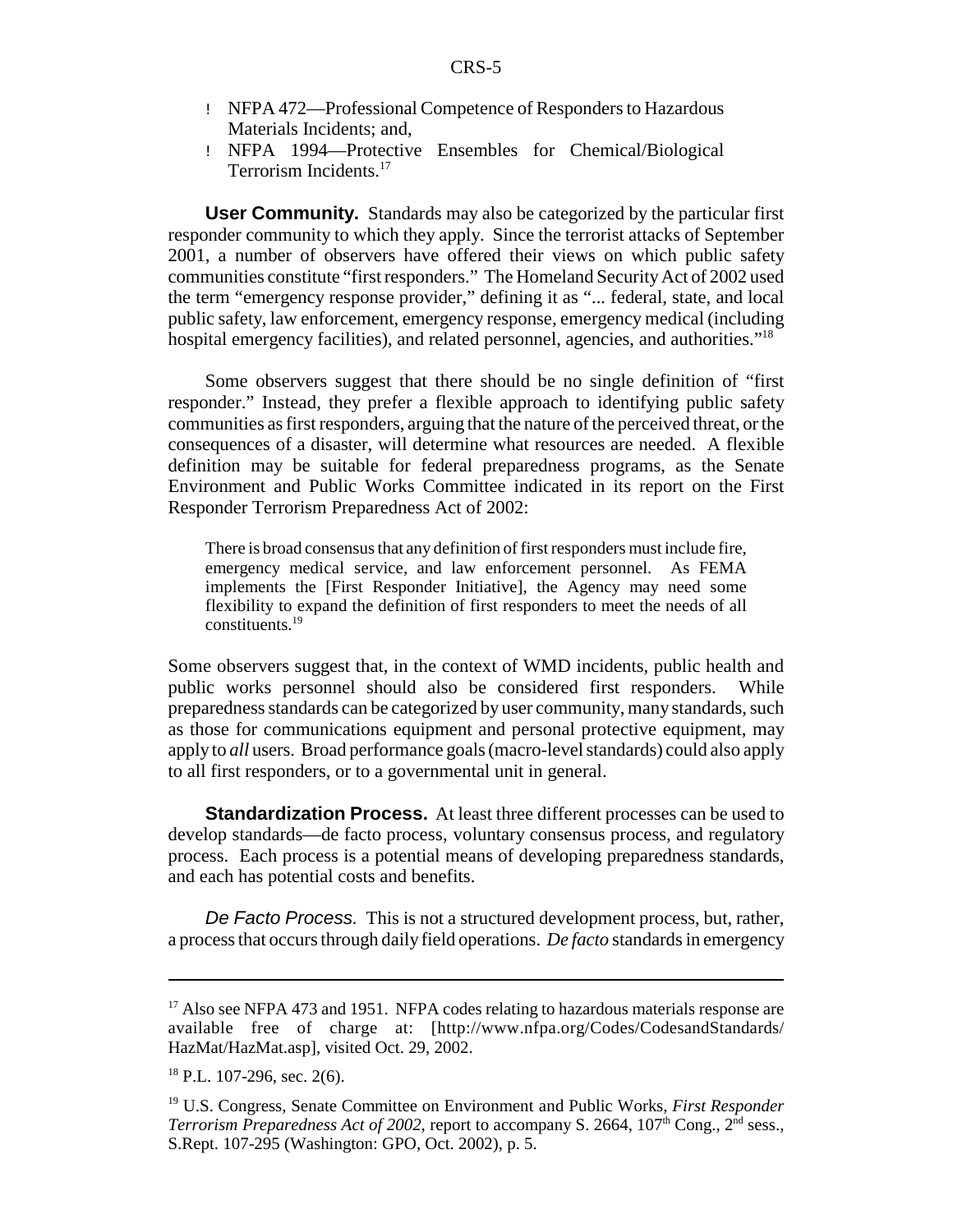- NFPA 472—Professional Competence of Responders to Hazardous Materials Incidents; and,
- NFPA 1994—Protective Ensembles for Chemical/Biological Terrorism Incidents.[17]

**User Community.** Standards may also be categorized by the particular first responder community to which they apply. Since the terrorist attacks of September 2001, a number of observers have offered their views on which public safety communities constitute "first responders." The Homeland Security Act of 2002 used the term "emergency response provider," defining it as "... federal, state, and local public safety, law enforcement, emergency response, emergency medical (including hospital emergency facilities), and related personnel, agencies, and authorities."[18]

Some observers suggest that there should be no single definition of "first responder." Instead, they prefer a flexible approach to identifying public safety communities as first responders, arguing that the nature of the perceived threat, or the consequences of a disaster, will determine what resources are needed. A flexible definition may be suitable for federal preparedness programs, as the Senate Environment and Public Works Committee indicated in its report on the First Responder Terrorism Preparedness Act of 2002:

> There is broad consensus that any definition of first responders must include fire, emergency medical service, and law enforcement personnel. As FEMA implements the [First Responder Initiative], the Agency may need some flexibility to expand the definition of first responders to meet the needs of all constituents.[19]

Some observers suggest that, in the context of WMD incidents, public health and public works personnel should also be considered first responders. While preparedness standards can be categorized by user community, many standards, such as those for communications equipment and personal protective equipment, may apply to *all* users. Broad performance goals (macro-level standards) could also apply to all first responders, or to a governmental unit in general.

**Standardization Process.** At least three different processes can be used to develop standards—de facto process, voluntary consensus process, and regulatory process. Each process is a potential means of developing preparedness standards, and each has potential costs and benefits.

*De Facto Process.* This is not a structured development process, but, rather, a process that occurs through daily field operations. *De facto* standards in emergency

---

[17] Also see NFPA 473 and 1951. NFPA codes relating to hazardous materials response are available free of charge at: [http://www.nfpa.org/Codes/CodesandStandards/HazMat/HazMat.asp], visited Oct. 29, 2002.

[18] P.L. 107-296, sec. 2(6).

[19] U.S. Congress, Senate Committee on Environment and Public Works, *First Responder Terrorism Preparedness Act of 2002*, report to accompany S. 2664, 107th Cong., 2nd sess., S.Rept. 107-295 (Washington: GPO, Oct. 2002), p. 5.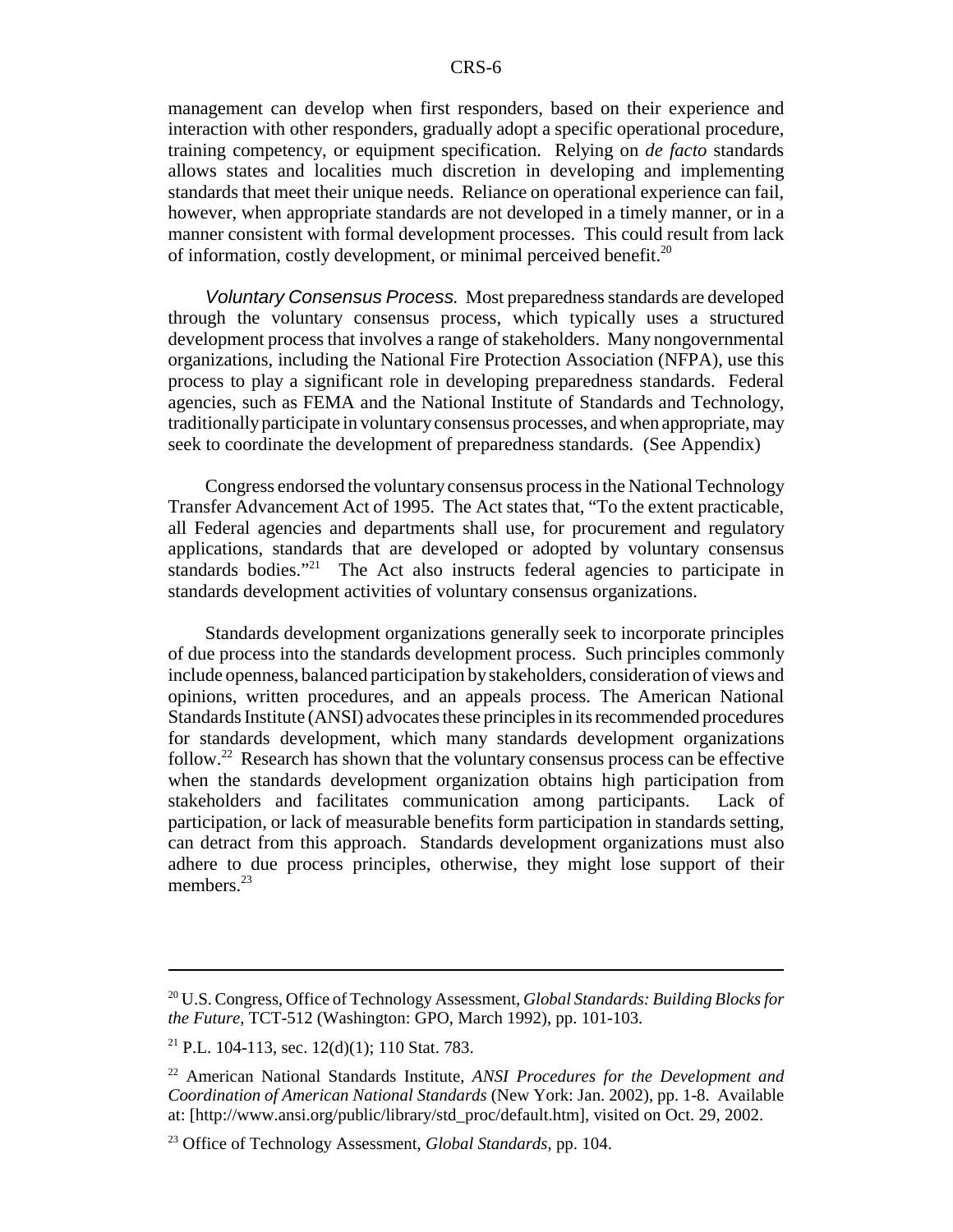management can develop when first responders, based on their experience and interaction with other responders, gradually adopt a specific operational procedure, training competency, or equipment specification. Relying on *de facto* standards allows states and localities much discretion in developing and implementing standards that meet their unique needs. Reliance on operational experience can fail, however, when appropriate standards are not developed in a timely manner, or in a manner consistent with formal development processes. This could result from lack of information, costly development, or minimal perceived benefit.[20]

*Voluntary Consensus Process.* Most preparedness standards are developed through the voluntary consensus process, which typically uses a structured development process that involves a range of stakeholders. Many nongovernmental organizations, including the National Fire Protection Association (NFPA), use this process to play a significant role in developing preparedness standards. Federal agencies, such as FEMA and the National Institute of Standards and Technology, traditionally participate in voluntary consensus processes, and when appropriate, may seek to coordinate the development of preparedness standards. (See Appendix)

Congress endorsed the voluntary consensus process in the National Technology Transfer Advancement Act of 1995. The Act states that, "To the extent practicable, all Federal agencies and departments shall use, for procurement and regulatory applications, standards that are developed or adopted by voluntary consensus standards bodies."[21] The Act also instructs federal agencies to participate in standards development activities of voluntary consensus organizations.

Standards development organizations generally seek to incorporate principles of due process into the standards development process. Such principles commonly include openness, balanced participation by stakeholders, consideration of views and opinions, written procedures, and an appeals process. The American National Standards Institute (ANSI) advocates these principles in its recommended procedures for standards development, which many standards development organizations follow.[22] Research has shown that the voluntary consensus process can be effective when the standards development organization obtains high participation from stakeholders and facilitates communication among participants. Lack of participation, or lack of measurable benefits form participation in standards setting, can detract from this approach. Standards development organizations must also adhere to due process principles, otherwise, they might lose support of their members.[23]

---

[20] U.S. Congress, Office of Technology Assessment, *Global Standards: Building Blocks for the Future*, TCT-512 (Washington: GPO, March 1992), pp. 101-103.

[21] P.L. 104-113, sec. 12(d)(1); 110 Stat. 783.

[22] American National Standards Institute, *ANSI Procedures for the Development and Coordination of American National Standards* (New York: Jan. 2002), pp. 1-8. Available at: [http://www.ansi.org/public/library/std_proc/default.htm], visited on Oct. 29, 2002.

[23] Office of Technology Assessment, *Global Standards*, pp. 104.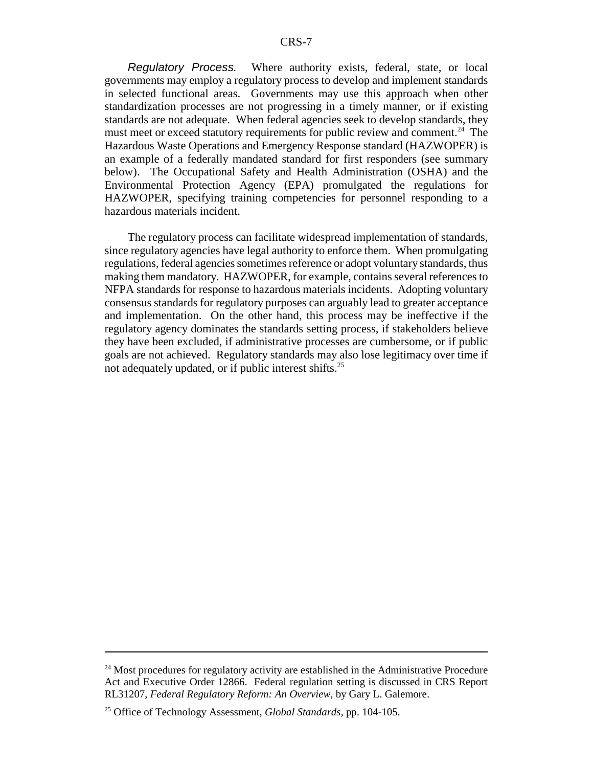*Regulatory Process.* Where authority exists, federal, state, or local governments may employ a regulatory process to develop and implement standards in selected functional areas. Governments may use this approach when other standardization processes are not progressing in a timely manner, or if existing standards are not adequate. When federal agencies seek to develop standards, they must meet or exceed statutory requirements for public review and comment.[24] The Hazardous Waste Operations and Emergency Response standard (HAZWOPER) is an example of a federally mandated standard for first responders (see summary below). The Occupational Safety and Health Administration (OSHA) and the Environmental Protection Agency (EPA) promulgated the regulations for HAZWOPER, specifying training competencies for personnel responding to a hazardous materials incident.

The regulatory process can facilitate widespread implementation of standards, since regulatory agencies have legal authority to enforce them. When promulgating regulations, federal agencies sometimes reference or adopt voluntary standards, thus making them mandatory. HAZWOPER, for example, contains several references to NFPA standards for response to hazardous materials incidents. Adopting voluntary consensus standards for regulatory purposes can arguably lead to greater acceptance and implementation. On the other hand, this process may be ineffective if the regulatory agency dominates the standards setting process, if stakeholders believe they have been excluded, if administrative processes are cumbersome, or if public goals are not achieved. Regulatory standards may also lose legitimacy over time if not adequately updated, or if public interest shifts.[25]

---

[24] Most procedures for regulatory activity are established in the Administrative Procedure Act and Executive Order 12866. Federal regulation setting is discussed in CRS Report RL31207, *Federal Regulatory Reform: An Overview*, by Gary L. Galemore.

[25] Office of Technology Assessment, *Global Standards*, pp. 104-105.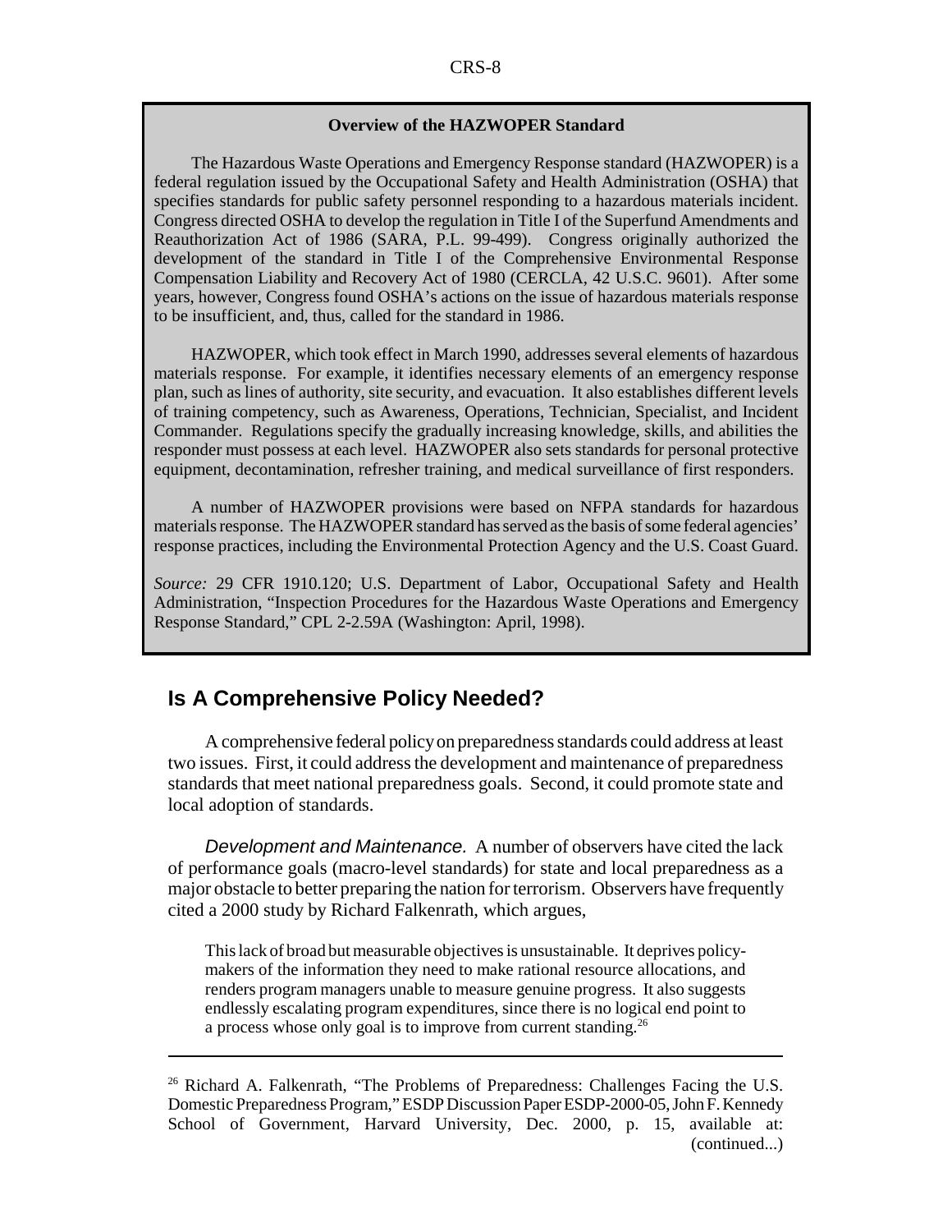**Overview of the HAZWOPER Standard**

The Hazardous Waste Operations and Emergency Response standard (HAZWOPER) is a federal regulation issued by the Occupational Safety and Health Administration (OSHA) that specifies standards for public safety personnel responding to a hazardous materials incident. Congress directed OSHA to develop the regulation in Title I of the Superfund Amendments and Reauthorization Act of 1986 (SARA, P.L. 99-499). Congress originally authorized the development of the standard in Title I of the Comprehensive Environmental Response Compensation Liability and Recovery Act of 1980 (CERCLA, 42 U.S.C. 9601). After some years, however, Congress found OSHA's actions on the issue of hazardous materials response to be insufficient, and, thus, called for the standard in 1986.

HAZWOPER, which took effect in March 1990, addresses several elements of hazardous materials response. For example, it identifies necessary elements of an emergency response plan, such as lines of authority, site security, and evacuation. It also establishes different levels of training competency, such as Awareness, Operations, Technician, Specialist, and Incident Commander. Regulations specify the gradually increasing knowledge, skills, and abilities the responder must possess at each level. HAZWOPER also sets standards for personal protective equipment, decontamination, refresher training, and medical surveillance of first responders.

A number of HAZWOPER provisions were based on NFPA standards for hazardous materials response. The HAZWOPER standard has served as the basis of some federal agencies' response practices, including the Environmental Protection Agency and the U.S. Coast Guard.

*Source:* 29 CFR 1910.120; U.S. Department of Labor, Occupational Safety and Health Administration, "Inspection Procedures for the Hazardous Waste Operations and Emergency Response Standard," CPL 2-2.59A (Washington: April, 1998).

## Is A Comprehensive Policy Needed?

A comprehensive federal policy on preparedness standards could address at least two issues. First, it could address the development and maintenance of preparedness standards that meet national preparedness goals. Second, it could promote state and local adoption of standards.

*Development and Maintenance.* A number of observers have cited the lack of performance goals (macro-level standards) for state and local preparedness as a major obstacle to better preparing the nation for terrorism. Observers have frequently cited a 2000 study by Richard Falkenrath, which argues,

> This lack of broad but measurable objectives is unsustainable. It deprives policy-makers of the information they need to make rational resource allocations, and renders program managers unable to measure genuine progress. It also suggests endlessly escalating program expenditures, since there is no logical end point to a process whose only goal is to improve from current standing.[26]

---

[26] Richard A. Falkenrath, "The Problems of Preparedness: Challenges Facing the U.S. Domestic Preparedness Program," ESDP Discussion Paper ESDP-2000-05, John F. Kennedy School of Government, Harvard University, Dec. 2000, p. 15, available at: (continued...)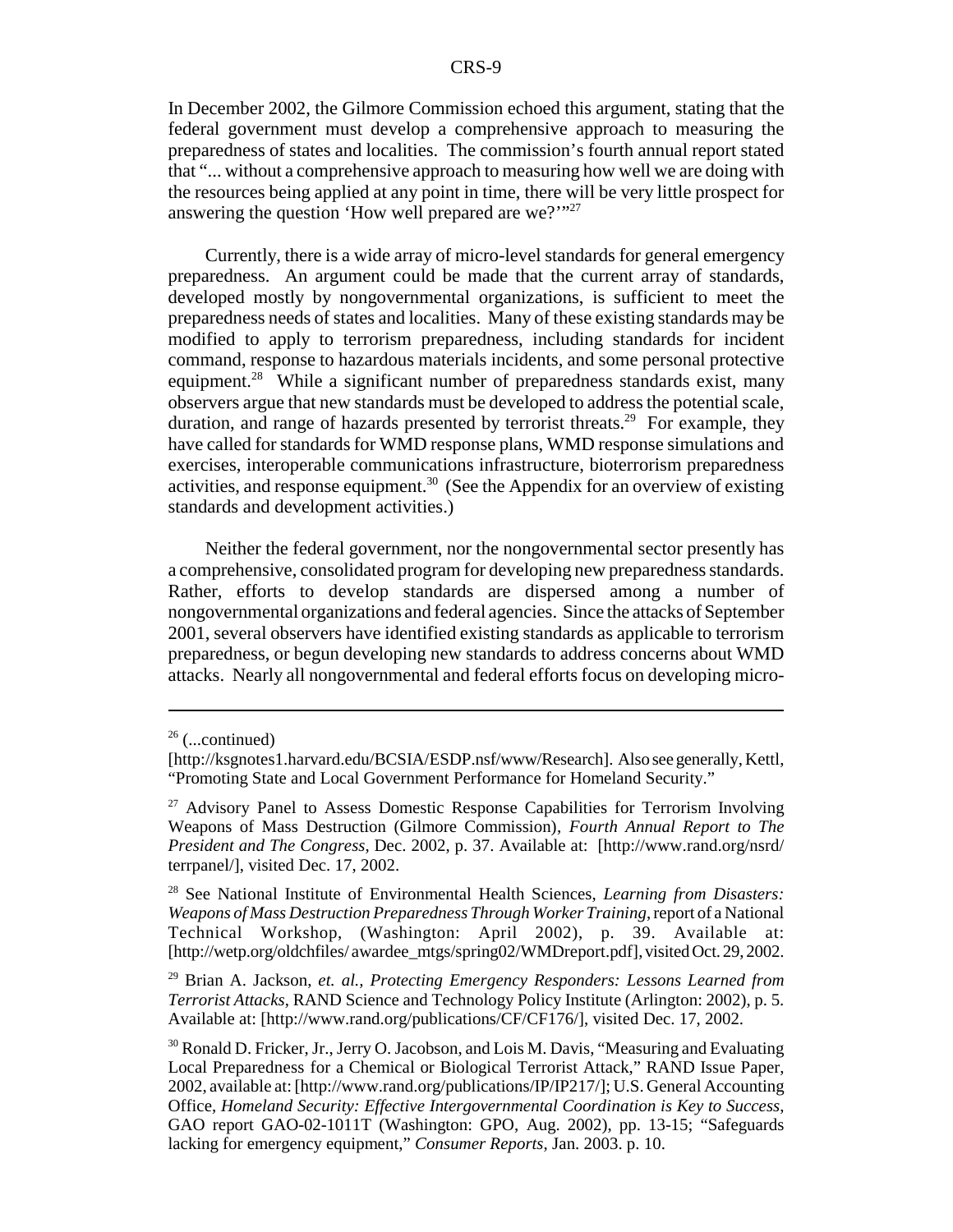In December 2002, the Gilmore Commission echoed this argument, stating that the federal government must develop a comprehensive approach to measuring the preparedness of states and localities. The commission's fourth annual report stated that "... without a comprehensive approach to measuring how well we are doing with the resources being applied at any point in time, there will be very little prospect for answering the question 'How well prepared are we?'"[27]

Currently, there is a wide array of micro-level standards for general emergency preparedness. An argument could be made that the current array of standards, developed mostly by nongovernmental organizations, is sufficient to meet the preparedness needs of states and localities. Many of these existing standards may be modified to apply to terrorism preparedness, including standards for incident command, response to hazardous materials incidents, and some personal protective equipment.[28] While a significant number of preparedness standards exist, many observers argue that new standards must be developed to address the potential scale, duration, and range of hazards presented by terrorist threats.[29] For example, they have called for standards for WMD response plans, WMD response simulations and exercises, interoperable communications infrastructure, bioterrorism preparedness activities, and response equipment.[30] (See the Appendix for an overview of existing standards and development activities.)

Neither the federal government, nor the nongovernmental sector presently has a comprehensive, consolidated program for developing new preparedness standards. Rather, efforts to develop standards are dispersed among a number of nongovernmental organizations and federal agencies. Since the attacks of September 2001, several observers have identified existing standards as applicable to terrorism preparedness, or begun developing new standards to address concerns about WMD attacks. Nearly all nongovernmental and federal efforts focus on developing micro-

---

[26] (...continued)
[http://ksgnotes1.harvard.edu/BCSIA/ESDP.nsf/www/Research]. Also see generally, Kettl, "Promoting State and Local Government Performance for Homeland Security."

[27] Advisory Panel to Assess Domestic Response Capabilities for Terrorism Involving Weapons of Mass Destruction (Gilmore Commission), *Fourth Annual Report to The President and The Congress*, Dec. 2002, p. 37. Available at: [http://www.rand.org/nsrd/terrpanel/], visited Dec. 17, 2002.

[28] See National Institute of Environmental Health Sciences, *Learning from Disasters: Weapons of Mass Destruction Preparedness Through Worker Training*, report of a National Technical Workshop, (Washington: April 2002), p. 39. Available at: [http://wetp.org/oldchfiles/ awardee_mtgs/spring02/WMDreport.pdf], visited Oct. 29, 2002.

[29] Brian A. Jackson, *et. al., Protecting Emergency Responders: Lessons Learned from Terrorist Attacks*, RAND Science and Technology Policy Institute (Arlington: 2002), p. 5. Available at: [http://www.rand.org/publications/CF/CF176/], visited Dec. 17, 2002.

[30] Ronald D. Fricker, Jr., Jerry O. Jacobson, and Lois M. Davis, "Measuring and Evaluating Local Preparedness for a Chemical or Biological Terrorist Attack," RAND Issue Paper, 2002, available at: [http://www.rand.org/publications/IP/IP217/]; U.S. General Accounting Office, *Homeland Security: Effective Intergovernmental Coordination is Key to Success*, GAO report GAO-02-1011T (Washington: GPO, Aug. 2002), pp. 13-15; "Safeguards lacking for emergency equipment," *Consumer Reports*, Jan. 2003. p. 10.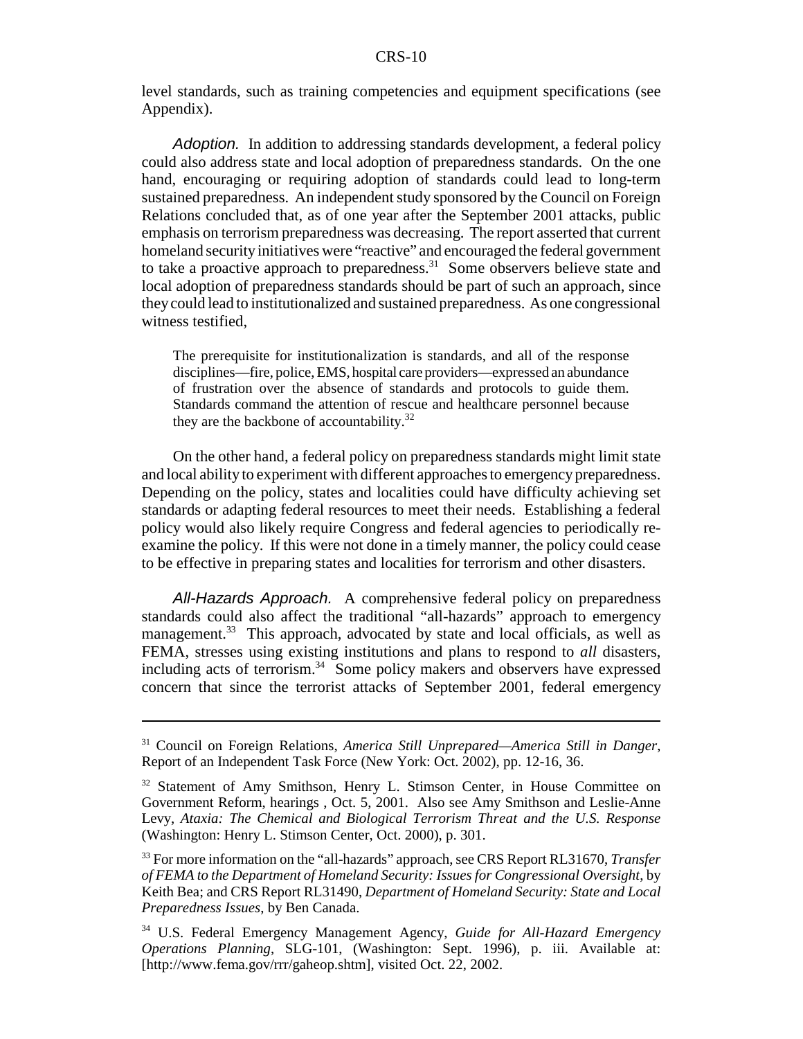level standards, such as training competencies and equipment specifications (see Appendix).

*Adoption.* In addition to addressing standards development, a federal policy could also address state and local adoption of preparedness standards. On the one hand, encouraging or requiring adoption of standards could lead to long-term sustained preparedness. An independent study sponsored by the Council on Foreign Relations concluded that, as of one year after the September 2001 attacks, public emphasis on terrorism preparedness was decreasing. The report asserted that current homeland security initiatives were "reactive" and encouraged the federal government to take a proactive approach to preparedness.[31] Some observers believe state and local adoption of preparedness standards should be part of such an approach, since they could lead to institutionalized and sustained preparedness. As one congressional witness testified,

> The prerequisite for institutionalization is standards, and all of the response disciplines—fire, police, EMS, hospital care providers—expressed an abundance of frustration over the absence of standards and protocols to guide them. Standards command the attention of rescue and healthcare personnel because they are the backbone of accountability.[32]

On the other hand, a federal policy on preparedness standards might limit state and local ability to experiment with different approaches to emergency preparedness. Depending on the policy, states and localities could have difficulty achieving set standards or adapting federal resources to meet their needs. Establishing a federal policy would also likely require Congress and federal agencies to periodically re-examine the policy. If this were not done in a timely manner, the policy could cease to be effective in preparing states and localities for terrorism and other disasters.

*All-Hazards Approach.* A comprehensive federal policy on preparedness standards could also affect the traditional "all-hazards" approach to emergency management.[33] This approach, advocated by state and local officials, as well as FEMA, stresses using existing institutions and plans to respond to *all* disasters, including acts of terrorism.[34] Some policy makers and observers have expressed concern that since the terrorist attacks of September 2001, federal emergency

---

[31] Council on Foreign Relations, *America Still Unprepared—America Still in Danger*, Report of an Independent Task Force (New York: Oct. 2002), pp. 12-16, 36.

[32] Statement of Amy Smithson, Henry L. Stimson Center, in House Committee on Government Reform, hearings , Oct. 5, 2001. Also see Amy Smithson and Leslie-Anne Levy, *Ataxia: The Chemical and Biological Terrorism Threat and the U.S. Response* (Washington: Henry L. Stimson Center, Oct. 2000), p. 301.

[33] For more information on the "all-hazards" approach, see CRS Report RL31670, *Transfer of FEMA to the Department of Homeland Security: Issues for Congressional Oversight*, by Keith Bea; and CRS Report RL31490, *Department of Homeland Security: State and Local Preparedness Issues*, by Ben Canada.

[34] U.S. Federal Emergency Management Agency, *Guide for All-Hazard Emergency Operations Planning*, SLG-101, (Washington: Sept. 1996), p. iii. Available at: [http://www.fema.gov/rrr/gaheop.shtm], visited Oct. 22, 2002.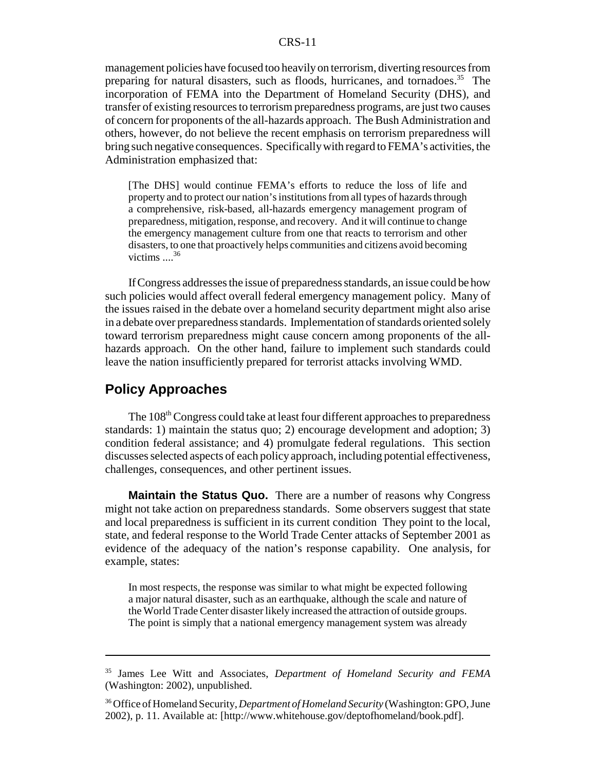management policies have focused too heavily on terrorism, diverting resources from preparing for natural disasters, such as floods, hurricanes, and tornadoes.[35] The incorporation of FEMA into the Department of Homeland Security (DHS), and transfer of existing resources to terrorism preparedness programs, are just two causes of concern for proponents of the all-hazards approach. The Bush Administration and others, however, do not believe the recent emphasis on terrorism preparedness will bring such negative consequences. Specifically with regard to FEMA's activities, the Administration emphasized that:

> [The DHS] would continue FEMA's efforts to reduce the loss of life and property and to protect our nation's institutions from all types of hazards through a comprehensive, risk-based, all-hazards emergency management program of preparedness, mitigation, response, and recovery. And it will continue to change the emergency management culture from one that reacts to terrorism and other disasters, to one that proactively helps communities and citizens avoid becoming victims ....[36]

If Congress addresses the issue of preparedness standards, an issue could be how such policies would affect overall federal emergency management policy. Many of the issues raised in the debate over a homeland security department might also arise in a debate over preparedness standards. Implementation of standards oriented solely toward terrorism preparedness might cause concern among proponents of the all-hazards approach. On the other hand, failure to implement such standards could leave the nation insufficiently prepared for terrorist attacks involving WMD.

## Policy Approaches

The 108th Congress could take at least four different approaches to preparedness standards: 1) maintain the status quo; 2) encourage development and adoption; 3) condition federal assistance; and 4) promulgate federal regulations. This section discusses selected aspects of each policy approach, including potential effectiveness, challenges, consequences, and other pertinent issues.

**Maintain the Status Quo.** There are a number of reasons why Congress might not take action on preparedness standards. Some observers suggest that state and local preparedness is sufficient in its current condition They point to the local, state, and federal response to the World Trade Center attacks of September 2001 as evidence of the adequacy of the nation's response capability. One analysis, for example, states:

> In most respects, the response was similar to what might be expected following a major natural disaster, such as an earthquake, although the scale and nature of the World Trade Center disaster likely increased the attraction of outside groups. The point is simply that a national emergency management system was already

---

[35] James Lee Witt and Associates, *Department of Homeland Security and FEMA* (Washington: 2002), unpublished.

[36] Office of Homeland Security, *Department of Homeland Security* (Washington: GPO, June 2002), p. 11. Available at: [http://www.whitehouse.gov/deptofhomeland/book.pdf].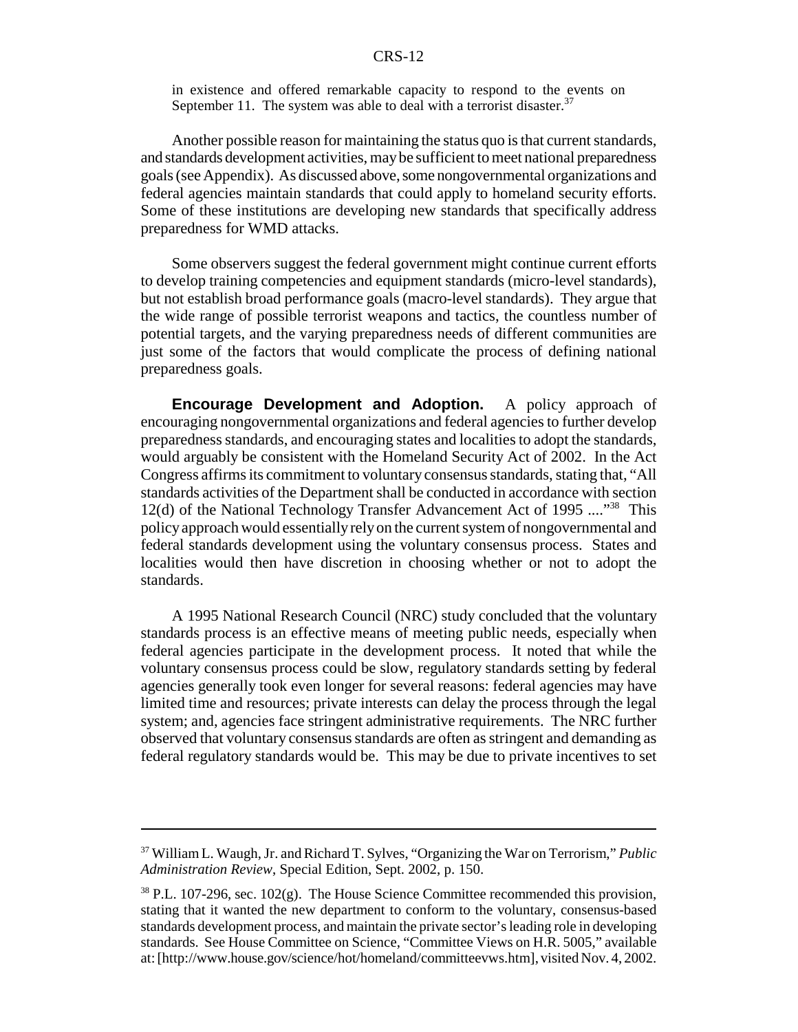in existence and offered remarkable capacity to respond to the events on September 11. The system was able to deal with a terrorist disaster.[37]

Another possible reason for maintaining the status quo is that current standards, and standards development activities, may be sufficient to meet national preparedness goals (see Appendix). As discussed above, some nongovernmental organizations and federal agencies maintain standards that could apply to homeland security efforts. Some of these institutions are developing new standards that specifically address preparedness for WMD attacks.

Some observers suggest the federal government might continue current efforts to develop training competencies and equipment standards (micro-level standards), but not establish broad performance goals (macro-level standards). They argue that the wide range of possible terrorist weapons and tactics, the countless number of potential targets, and the varying preparedness needs of different communities are just some of the factors that would complicate the process of defining national preparedness goals.

**Encourage Development and Adoption.** A policy approach of encouraging nongovernmental organizations and federal agencies to further develop preparedness standards, and encouraging states and localities to adopt the standards, would arguably be consistent with the Homeland Security Act of 2002. In the Act Congress affirms its commitment to voluntary consensus standards, stating that, "All standards activities of the Department shall be conducted in accordance with section 12(d) of the National Technology Transfer Advancement Act of 1995 ...."[38] This policy approach would essentially rely on the current system of nongovernmental and federal standards development using the voluntary consensus process. States and localities would then have discretion in choosing whether or not to adopt the standards.

A 1995 National Research Council (NRC) study concluded that the voluntary standards process is an effective means of meeting public needs, especially when federal agencies participate in the development process. It noted that while the voluntary consensus process could be slow, regulatory standards setting by federal agencies generally took even longer for several reasons: federal agencies may have limited time and resources; private interests can delay the process through the legal system; and, agencies face stringent administrative requirements. The NRC further observed that voluntary consensus standards are often as stringent and demanding as federal regulatory standards would be. This may be due to private incentives to set

---

[37] William L. Waugh, Jr. and Richard T. Sylves, "Organizing the War on Terrorism," *Public Administration Review*, Special Edition, Sept. 2002, p. 150.

[38] P.L. 107-296, sec. 102(g). The House Science Committee recommended this provision, stating that it wanted the new department to conform to the voluntary, consensus-based standards development process, and maintain the private sector's leading role in developing standards. See House Committee on Science, "Committee Views on H.R. 5005," available at: [http://www.house.gov/science/hot/homeland/committeevws.htm], visited Nov. 4, 2002.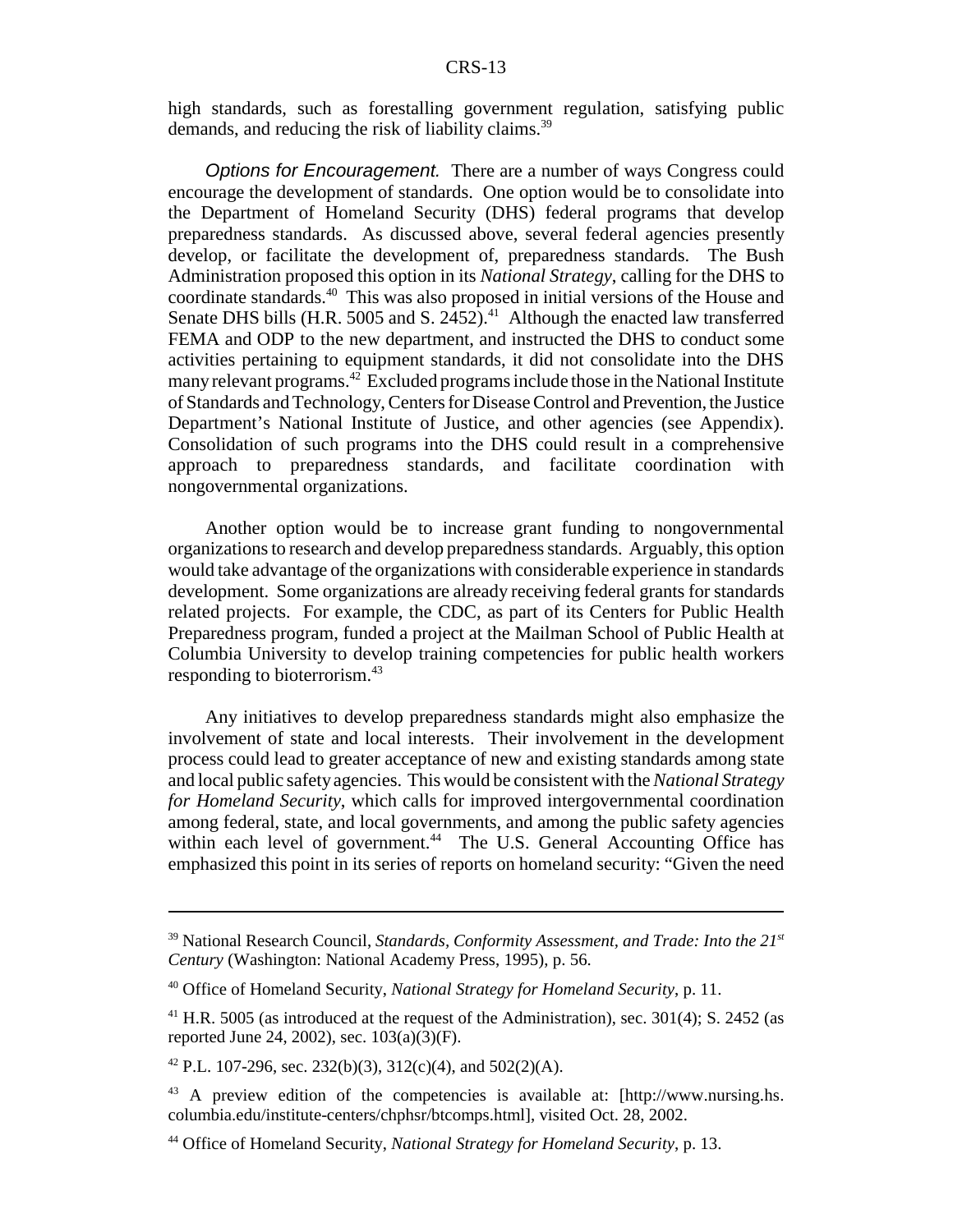high standards, such as forestalling government regulation, satisfying public demands, and reducing the risk of liability claims.[39]

*Options for Encouragement.* There are a number of ways Congress could encourage the development of standards. One option would be to consolidate into the Department of Homeland Security (DHS) federal programs that develop preparedness standards. As discussed above, several federal agencies presently develop, or facilitate the development of, preparedness standards. The Bush Administration proposed this option in its *National Strategy*, calling for the DHS to coordinate standards.[40] This was also proposed in initial versions of the House and Senate DHS bills (H.R. 5005 and S. 2452).[41] Although the enacted law transferred FEMA and ODP to the new department, and instructed the DHS to conduct some activities pertaining to equipment standards, it did not consolidate into the DHS many relevant programs.[42] Excluded programs include those in the National Institute of Standards and Technology, Centers for Disease Control and Prevention, the Justice Department's National Institute of Justice, and other agencies (see Appendix). Consolidation of such programs into the DHS could result in a comprehensive approach to preparedness standards, and facilitate coordination with nongovernmental organizations.

Another option would be to increase grant funding to nongovernmental organizations to research and develop preparedness standards. Arguably, this option would take advantage of the organizations with considerable experience in standards development. Some organizations are already receiving federal grants for standards related projects. For example, the CDC, as part of its Centers for Public Health Preparedness program, funded a project at the Mailman School of Public Health at Columbia University to develop training competencies for public health workers responding to bioterrorism.[43]

Any initiatives to develop preparedness standards might also emphasize the involvement of state and local interests. Their involvement in the development process could lead to greater acceptance of new and existing standards among state and local public safety agencies. This would be consistent with the *National Strategy for Homeland Security*, which calls for improved intergovernmental coordination among federal, state, and local governments, and among the public safety agencies within each level of government.[44] The U.S. General Accounting Office has emphasized this point in its series of reports on homeland security: "Given the need

---

[39] National Research Council, *Standards, Conformity Assessment, and Trade: Into the 21st Century* (Washington: National Academy Press, 1995), p. 56.

[40] Office of Homeland Security, *National Strategy for Homeland Security*, p. 11.

[41] H.R. 5005 (as introduced at the request of the Administration), sec. 301(4); S. 2452 (as reported June 24, 2002), sec. 103(a)(3)(F).

[42] P.L. 107-296, sec. 232(b)(3), 312(c)(4), and 502(2)(A).

[43] A preview edition of the competencies is available at: [http://www.nursing.hs.columbia.edu/institute-centers/chphsr/btcomps.html], visited Oct. 28, 2002.

[44] Office of Homeland Security, *National Strategy for Homeland Security*, p. 13.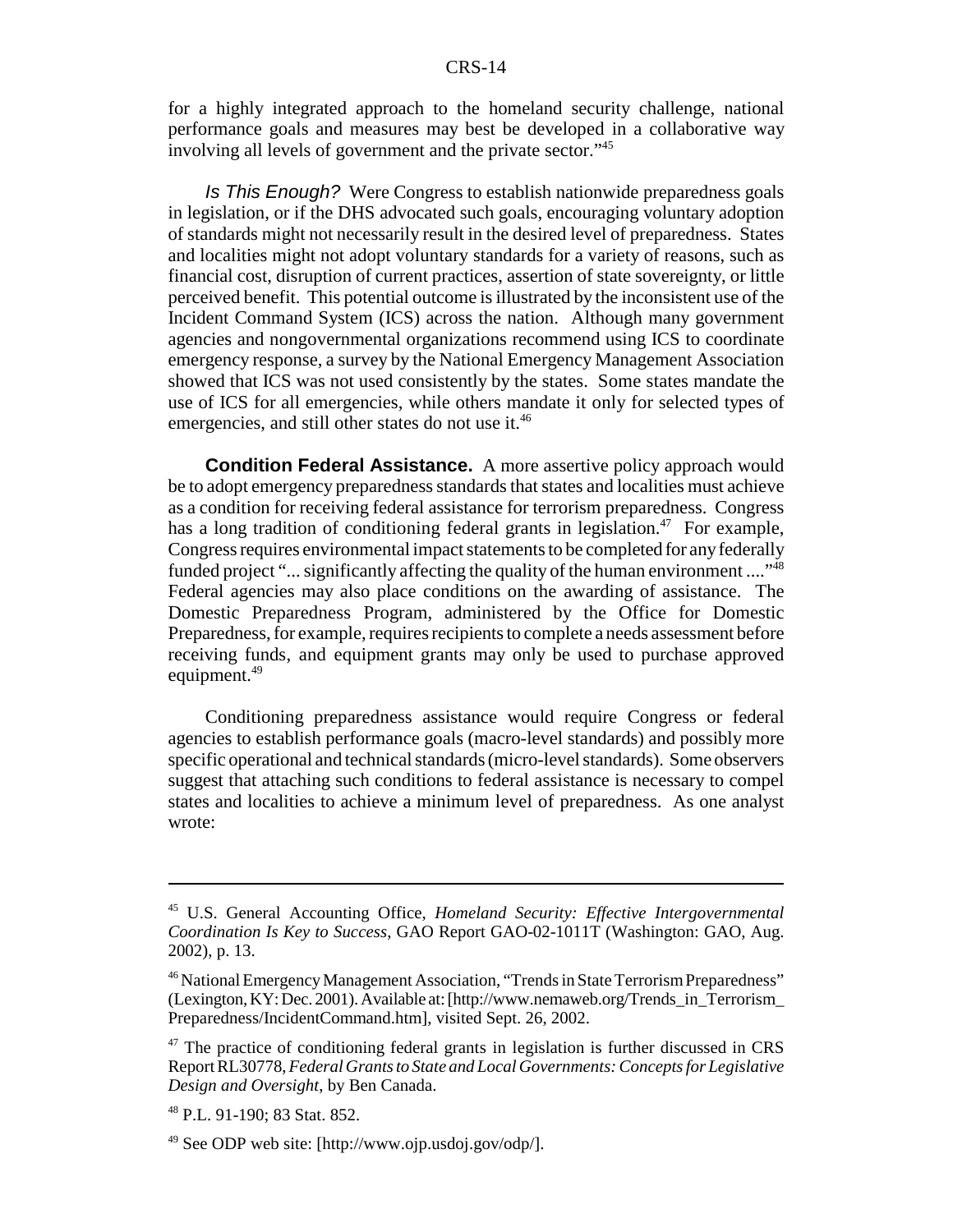for a highly integrated approach to the homeland security challenge, national performance goals and measures may best be developed in a collaborative way involving all levels of government and the private sector."[45]

*Is This Enough?* Were Congress to establish nationwide preparedness goals in legislation, or if the DHS advocated such goals, encouraging voluntary adoption of standards might not necessarily result in the desired level of preparedness. States and localities might not adopt voluntary standards for a variety of reasons, such as financial cost, disruption of current practices, assertion of state sovereignty, or little perceived benefit. This potential outcome is illustrated by the inconsistent use of the Incident Command System (ICS) across the nation. Although many government agencies and nongovernmental organizations recommend using ICS to coordinate emergency response, a survey by the National Emergency Management Association showed that ICS was not used consistently by the states. Some states mandate the use of ICS for all emergencies, while others mandate it only for selected types of emergencies, and still other states do not use it.[46]

**Condition Federal Assistance.** A more assertive policy approach would be to adopt emergency preparedness standards that states and localities must achieve as a condition for receiving federal assistance for terrorism preparedness. Congress has a long tradition of conditioning federal grants in legislation.[47] For example, Congress requires environmental impact statements to be completed for any federally funded project "... significantly affecting the quality of the human environment ...."[48] Federal agencies may also place conditions on the awarding of assistance. The Domestic Preparedness Program, administered by the Office for Domestic Preparedness, for example, requires recipients to complete a needs assessment before receiving funds, and equipment grants may only be used to purchase approved equipment.[49]

Conditioning preparedness assistance would require Congress or federal agencies to establish performance goals (macro-level standards) and possibly more specific operational and technical standards (micro-level standards). Some observers suggest that attaching such conditions to federal assistance is necessary to compel states and localities to achieve a minimum level of preparedness. As one analyst wrote:

---

[45] U.S. General Accounting Office, *Homeland Security: Effective Intergovernmental Coordination Is Key to Success*, GAO Report GAO-02-1011T (Washington: GAO, Aug. 2002), p. 13.

[46] National Emergency Management Association, "Trends in State Terrorism Preparedness" (Lexington, KY: Dec. 2001). Available at: [http://www.nemaweb.org/Trends_in_Terrorism_Preparedness/IncidentCommand.htm], visited Sept. 26, 2002.

[47] The practice of conditioning federal grants in legislation is further discussed in CRS Report RL30778, *Federal Grants to State and Local Governments: Concepts for Legislative Design and Oversight*, by Ben Canada.

[48] P.L. 91-190; 83 Stat. 852.

[49] See ODP web site: [http://www.ojp.usdoj.gov/odp/].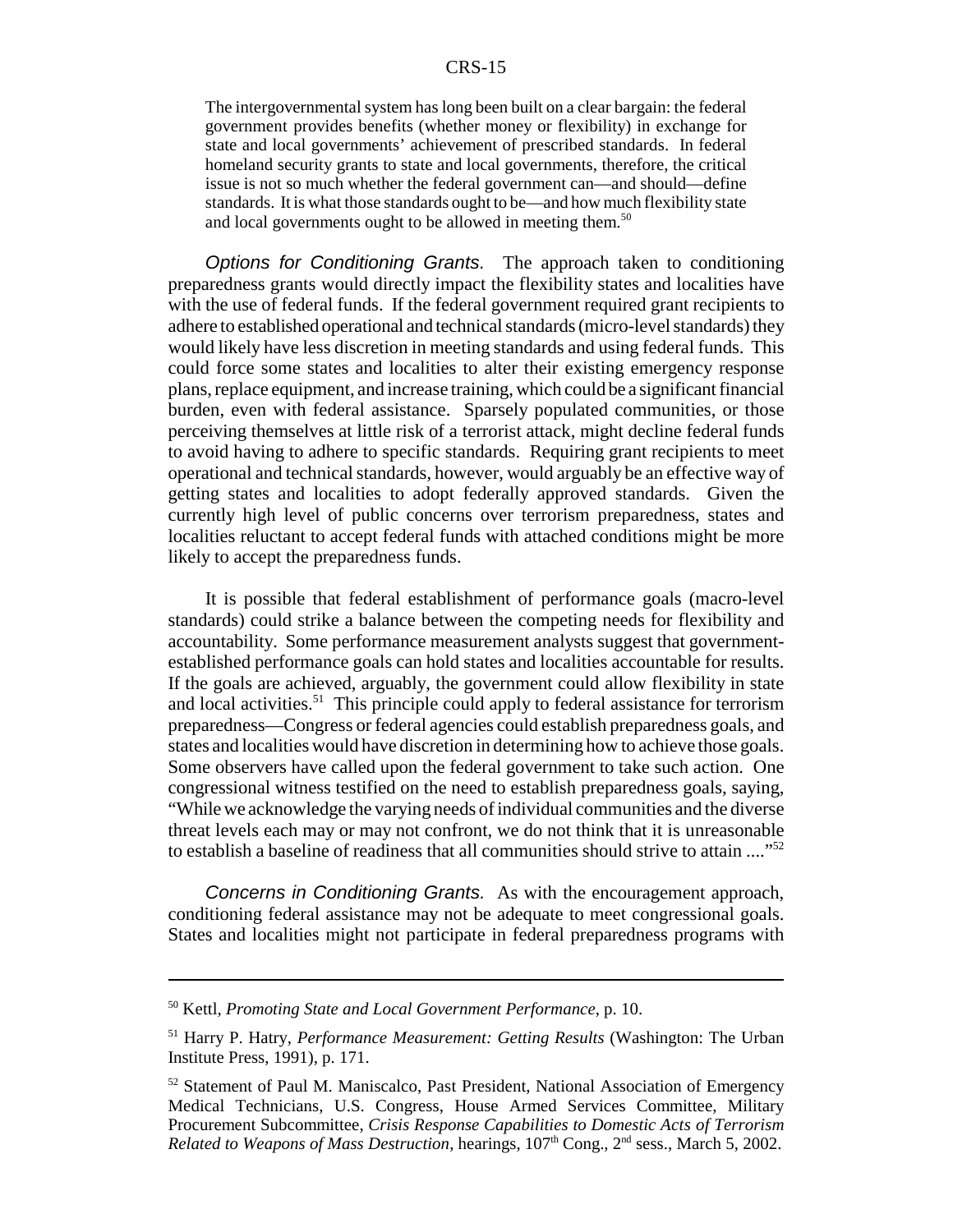> The intergovernmental system has long been built on a clear bargain: the federal government provides benefits (whether money or flexibility) in exchange for state and local governments' achievement of prescribed standards. In federal homeland security grants to state and local governments, therefore, the critical issue is not so much whether the federal government can—and should—define standards. It is what those standards ought to be—and how much flexibility state and local governments ought to be allowed in meeting them.[50]

*Options for Conditioning Grants.* The approach taken to conditioning preparedness grants would directly impact the flexibility states and localities have with the use of federal funds. If the federal government required grant recipients to adhere to established operational and technical standards (micro-level standards) they would likely have less discretion in meeting standards and using federal funds. This could force some states and localities to alter their existing emergency response plans, replace equipment, and increase training, which could be a significant financial burden, even with federal assistance. Sparsely populated communities, or those perceiving themselves at little risk of a terrorist attack, might decline federal funds to avoid having to adhere to specific standards. Requiring grant recipients to meet operational and technical standards, however, would arguably be an effective way of getting states and localities to adopt federally approved standards. Given the currently high level of public concerns over terrorism preparedness, states and localities reluctant to accept federal funds with attached conditions might be more likely to accept the preparedness funds.

It is possible that federal establishment of performance goals (macro-level standards) could strike a balance between the competing needs for flexibility and accountability. Some performance measurement analysts suggest that government-established performance goals can hold states and localities accountable for results. If the goals are achieved, arguably, the government could allow flexibility in state and local activities.[51] This principle could apply to federal assistance for terrorism preparedness—Congress or federal agencies could establish preparedness goals, and states and localities would have discretion in determining how to achieve those goals. Some observers have called upon the federal government to take such action. One congressional witness testified on the need to establish preparedness goals, saying, "While we acknowledge the varying needs of individual communities and the diverse threat levels each may or may not confront, we do not think that it is unreasonable to establish a baseline of readiness that all communities should strive to attain ...."[52]

*Concerns in Conditioning Grants.* As with the encouragement approach, conditioning federal assistance may not be adequate to meet congressional goals. States and localities might not participate in federal preparedness programs with

---

[50] Kettl, *Promoting State and Local Government Performance*, p. 10.

[51] Harry P. Hatry, *Performance Measurement: Getting Results* (Washington: The Urban Institute Press, 1991), p. 171.

[52] Statement of Paul M. Maniscalco, Past President, National Association of Emergency Medical Technicians, U.S. Congress, House Armed Services Committee, Military Procurement Subcommittee, *Crisis Response Capabilities to Domestic Acts of Terrorism Related to Weapons of Mass Destruction*, hearings, 107th Cong., 2nd sess., March 5, 2002.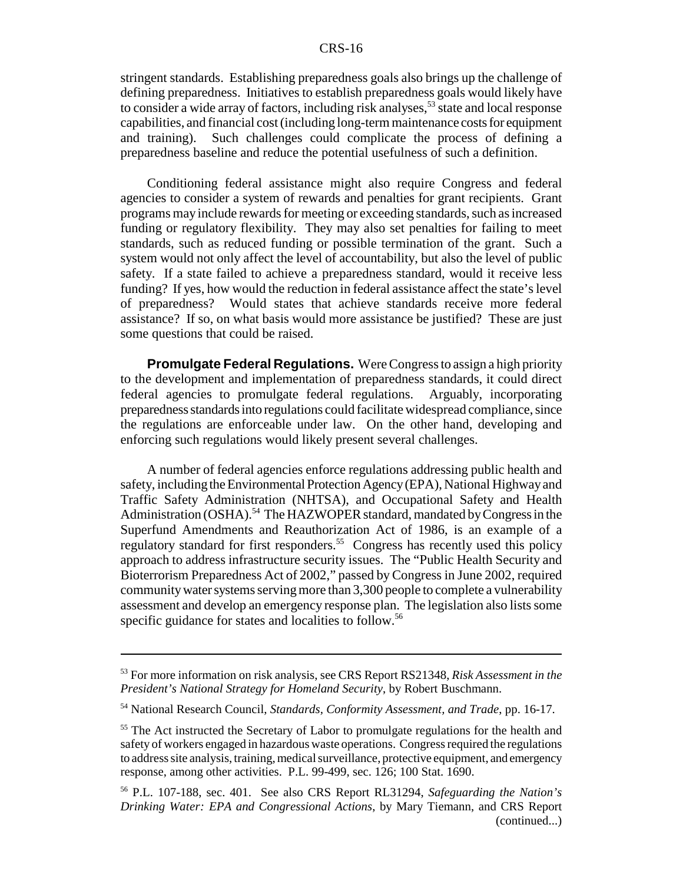stringent standards. Establishing preparedness goals also brings up the challenge of defining preparedness. Initiatives to establish preparedness goals would likely have to consider a wide array of factors, including risk analyses,[53] state and local response capabilities, and financial cost (including long-term maintenance costs for equipment and training). Such challenges could complicate the process of defining a preparedness baseline and reduce the potential usefulness of such a definition.

Conditioning federal assistance might also require Congress and federal agencies to consider a system of rewards and penalties for grant recipients. Grant programs may include rewards for meeting or exceeding standards, such as increased funding or regulatory flexibility. They may also set penalties for failing to meet standards, such as reduced funding or possible termination of the grant. Such a system would not only affect the level of accountability, but also the level of public safety. If a state failed to achieve a preparedness standard, would it receive less funding? If yes, how would the reduction in federal assistance affect the state's level of preparedness? Would states that achieve standards receive more federal assistance? If so, on what basis would more assistance be justified? These are just some questions that could be raised.

**Promulgate Federal Regulations.** Were Congress to assign a high priority to the development and implementation of preparedness standards, it could direct federal agencies to promulgate federal regulations. Arguably, incorporating preparedness standards into regulations could facilitate widespread compliance, since the regulations are enforceable under law. On the other hand, developing and enforcing such regulations would likely present several challenges.

A number of federal agencies enforce regulations addressing public health and safety, including the Environmental Protection Agency (EPA), National Highway and Traffic Safety Administration (NHTSA), and Occupational Safety and Health Administration (OSHA).[54] The HAZWOPER standard, mandated by Congress in the Superfund Amendments and Reauthorization Act of 1986, is an example of a regulatory standard for first responders.[55] Congress has recently used this policy approach to address infrastructure security issues. The "Public Health Security and Bioterrorism Preparedness Act of 2002," passed by Congress in June 2002, required community water systems serving more than 3,300 people to complete a vulnerability assessment and develop an emergency response plan. The legislation also lists some specific guidance for states and localities to follow.[56]

---

[53] For more information on risk analysis, see CRS Report RS21348, *Risk Assessment in the President's National Strategy for Homeland Security*, by Robert Buschmann.

[54] National Research Council, *Standards, Conformity Assessment, and Trade*, pp. 16-17.

[55] The Act instructed the Secretary of Labor to promulgate regulations for the health and safety of workers engaged in hazardous waste operations. Congress required the regulations to address site analysis, training, medical surveillance, protective equipment, and emergency response, among other activities. P.L. 99-499, sec. 126; 100 Stat. 1690.

[56] P.L. 107-188, sec. 401. See also CRS Report RL31294, *Safeguarding the Nation's Drinking Water: EPA and Congressional Actions*, by Mary Tiemann, and CRS Report (continued...)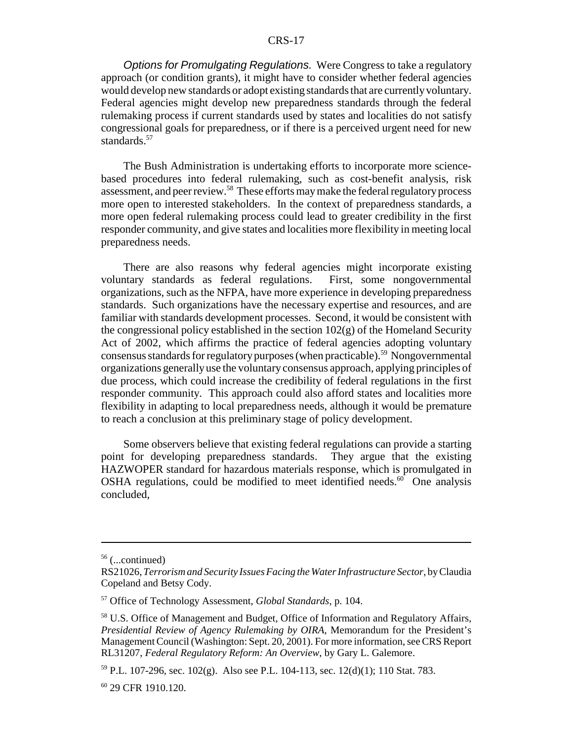*Options for Promulgating Regulations.* Were Congress to take a regulatory approach (or condition grants), it might have to consider whether federal agencies would develop new standards or adopt existing standards that are currently voluntary. Federal agencies might develop new preparedness standards through the federal rulemaking process if current standards used by states and localities do not satisfy congressional goals for preparedness, or if there is a perceived urgent need for new standards.[57]

The Bush Administration is undertaking efforts to incorporate more science-based procedures into federal rulemaking, such as cost-benefit analysis, risk assessment, and peer review.[58] These efforts may make the federal regulatory process more open to interested stakeholders. In the context of preparedness standards, a more open federal rulemaking process could lead to greater credibility in the first responder community, and give states and localities more flexibility in meeting local preparedness needs.

There are also reasons why federal agencies might incorporate existing voluntary standards as federal regulations. First, some nongovernmental organizations, such as the NFPA, have more experience in developing preparedness standards. Such organizations have the necessary expertise and resources, and are familiar with standards development processes. Second, it would be consistent with the congressional policy established in the section 102(g) of the Homeland Security Act of 2002, which affirms the practice of federal agencies adopting voluntary consensus standards for regulatory purposes (when practicable).[59] Nongovernmental organizations generally use the voluntary consensus approach, applying principles of due process, which could increase the credibility of federal regulations in the first responder community. This approach could also afford states and localities more flexibility in adapting to local preparedness needs, although it would be premature to reach a conclusion at this preliminary stage of policy development.

Some observers believe that existing federal regulations can provide a starting point for developing preparedness standards. They argue that the existing HAZWOPER standard for hazardous materials response, which is promulgated in OSHA regulations, could be modified to meet identified needs.[60] One analysis concluded,

---

[56] (...continued)
RS21026, *Terrorism and Security Issues Facing the Water Infrastructure Sector*, by Claudia Copeland and Betsy Cody.

[57] Office of Technology Assessment, *Global Standards*, p. 104.

[58] U.S. Office of Management and Budget, Office of Information and Regulatory Affairs, *Presidential Review of Agency Rulemaking by OIRA*, Memorandum for the President's Management Council (Washington: Sept. 20, 2001). For more information, see CRS Report RL31207, *Federal Regulatory Reform: An Overview*, by Gary L. Galemore.

[59] P.L. 107-296, sec. 102(g). Also see P.L. 104-113, sec. 12(d)(1); 110 Stat. 783.

[60] 29 CFR 1910.120.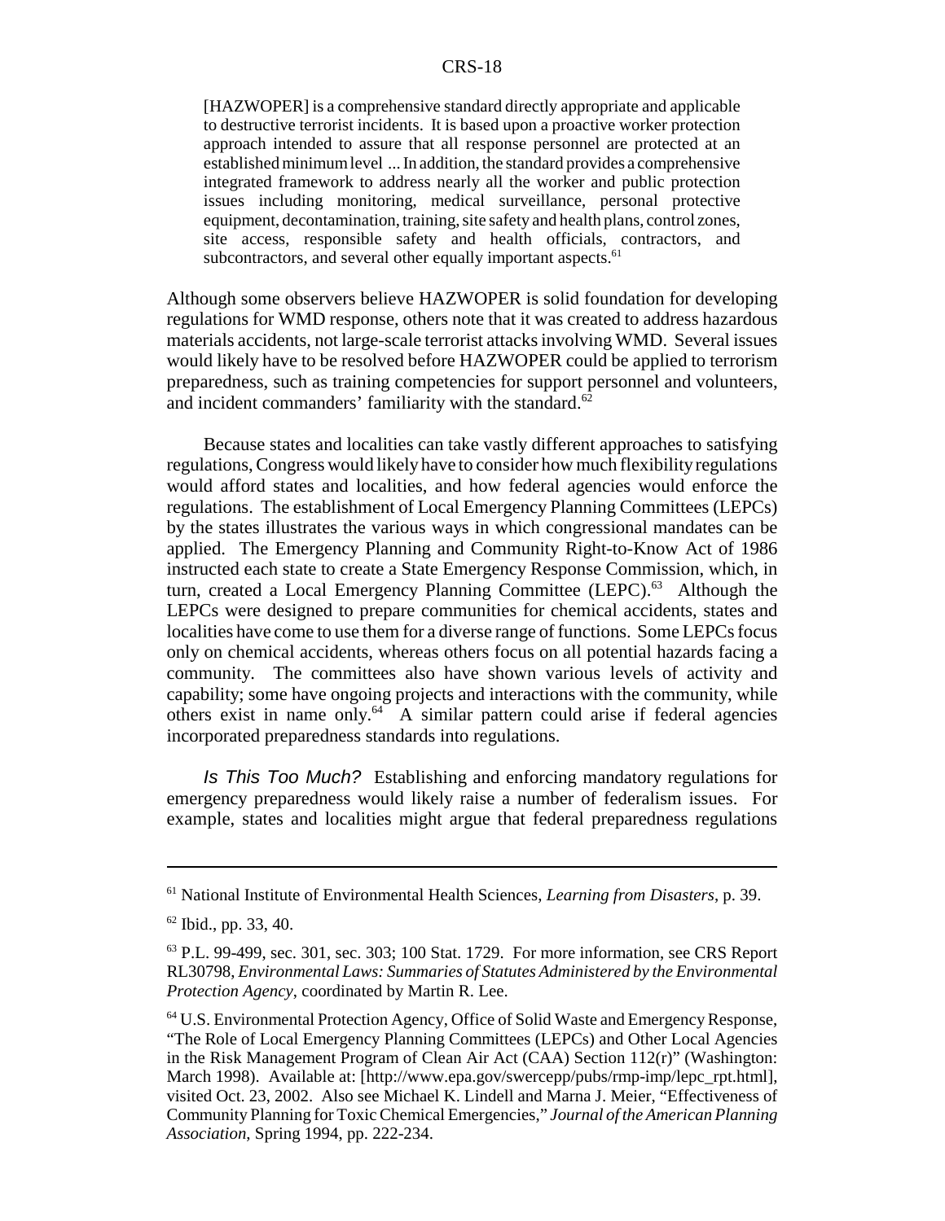> [HAZWOPER] is a comprehensive standard directly appropriate and applicable to destructive terrorist incidents. It is based upon a proactive worker protection approach intended to assure that all response personnel are protected at an established minimum level ... In addition, the standard provides a comprehensive integrated framework to address nearly all the worker and public protection issues including monitoring, medical surveillance, personal protective equipment, decontamination, training, site safety and health plans, control zones, site access, responsible safety and health officials, contractors, and subcontractors, and several other equally important aspects.[61]

Although some observers believe HAZWOPER is solid foundation for developing regulations for WMD response, others note that it was created to address hazardous materials accidents, not large-scale terrorist attacks involving WMD. Several issues would likely have to be resolved before HAZWOPER could be applied to terrorism preparedness, such as training competencies for support personnel and volunteers, and incident commanders' familiarity with the standard.[62]

Because states and localities can take vastly different approaches to satisfying regulations, Congress would likely have to consider how much flexibility regulations would afford states and localities, and how federal agencies would enforce the regulations. The establishment of Local Emergency Planning Committees (LEPCs) by the states illustrates the various ways in which congressional mandates can be applied. The Emergency Planning and Community Right-to-Know Act of 1986 instructed each state to create a State Emergency Response Commission, which, in turn, created a Local Emergency Planning Committee (LEPC).[63] Although the LEPCs were designed to prepare communities for chemical accidents, states and localities have come to use them for a diverse range of functions. Some LEPCs focus only on chemical accidents, whereas others focus on all potential hazards facing a community. The committees also have shown various levels of activity and capability; some have ongoing projects and interactions with the community, while others exist in name only.[64] A similar pattern could arise if federal agencies incorporated preparedness standards into regulations.

*Is This Too Much?* Establishing and enforcing mandatory regulations for emergency preparedness would likely raise a number of federalism issues. For example, states and localities might argue that federal preparedness regulations

---

[61] National Institute of Environmental Health Sciences, *Learning from Disasters*, p. 39.

[62] Ibid., pp. 33, 40.

[63] P.L. 99-499, sec. 301, sec. 303; 100 Stat. 1729. For more information, see CRS Report RL30798, *Environmental Laws: Summaries of Statutes Administered by the Environmental Protection Agency*, coordinated by Martin R. Lee.

[64] U.S. Environmental Protection Agency, Office of Solid Waste and Emergency Response, "The Role of Local Emergency Planning Committees (LEPCs) and Other Local Agencies in the Risk Management Program of Clean Air Act (CAA) Section 112(r)" (Washington: March 1998). Available at: [http://www.epa.gov/swercepp/pubs/rmp-imp/lepc_rpt.html], visited Oct. 23, 2002. Also see Michael K. Lindell and Marna J. Meier, "Effectiveness of Community Planning for Toxic Chemical Emergencies," *Journal of the American Planning Association*, Spring 1994, pp. 222-234.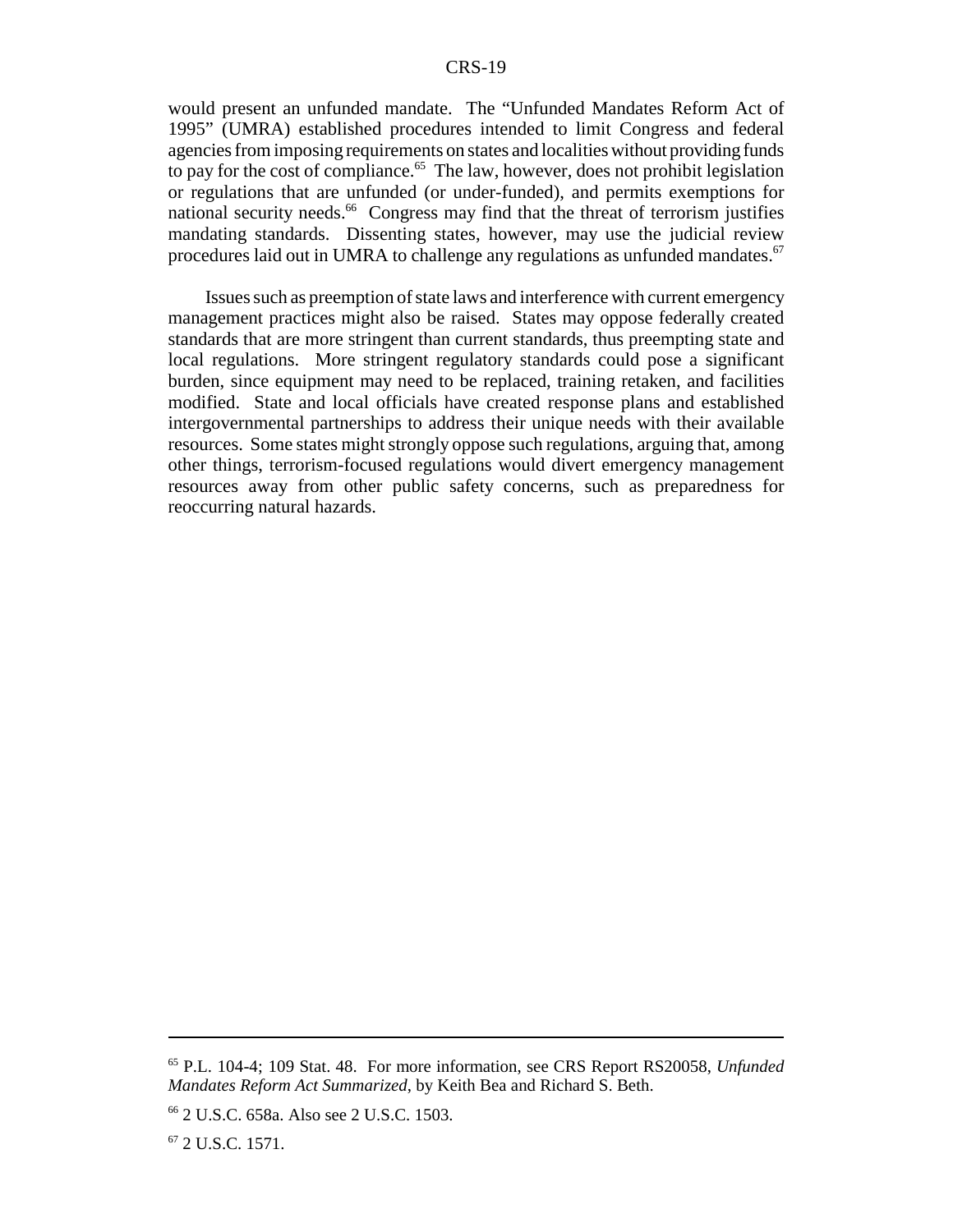would present an unfunded mandate. The "Unfunded Mandates Reform Act of 1995" (UMRA) established procedures intended to limit Congress and federal agencies from imposing requirements on states and localities without providing funds to pay for the cost of compliance.[65] The law, however, does not prohibit legislation or regulations that are unfunded (or under-funded), and permits exemptions for national security needs.[66] Congress may find that the threat of terrorism justifies mandating standards. Dissenting states, however, may use the judicial review procedures laid out in UMRA to challenge any regulations as unfunded mandates.[67]

Issues such as preemption of state laws and interference with current emergency management practices might also be raised. States may oppose federally created standards that are more stringent than current standards, thus preempting state and local regulations. More stringent regulatory standards could pose a significant burden, since equipment may need to be replaced, training retaken, and facilities modified. State and local officials have created response plans and established intergovernmental partnerships to address their unique needs with their available resources. Some states might strongly oppose such regulations, arguing that, among other things, terrorism-focused regulations would divert emergency management resources away from other public safety concerns, such as preparedness for reoccurring natural hazards.

---

[65] P.L. 104-4; 109 Stat. 48. For more information, see CRS Report RS20058, *Unfunded Mandates Reform Act Summarized*, by Keith Bea and Richard S. Beth.

[66] 2 U.S.C. 658a. Also see 2 U.S.C. 1503.

[67] 2 U.S.C. 1571.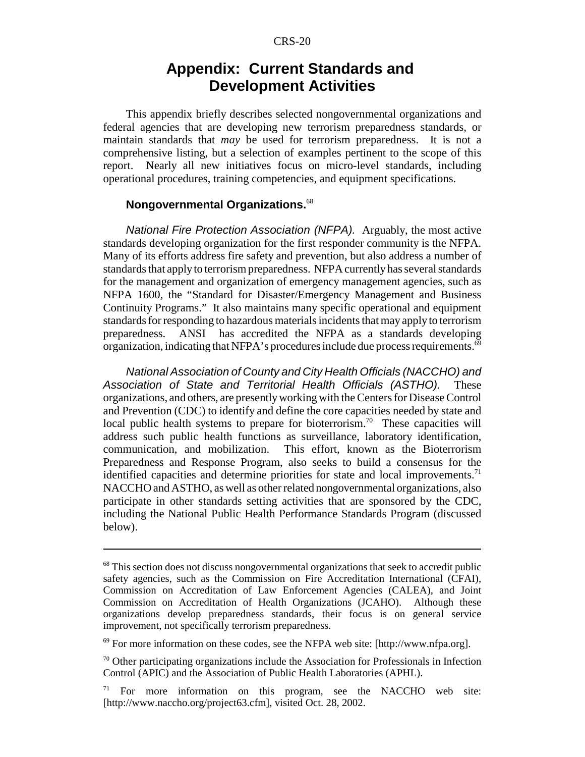# Appendix: Current Standards and Development Activities

This appendix briefly describes selected nongovernmental organizations and federal agencies that are developing new terrorism preparedness standards, or maintain standards that *may* be used for terrorism preparedness. It is not a comprehensive listing, but a selection of examples pertinent to the scope of this report. Nearly all new initiatives focus on micro-level standards, including operational procedures, training competencies, and equipment specifications.

### Nongovernmental Organizations.[68]

*National Fire Protection Association (NFPA).* Arguably, the most active standards developing organization for the first responder community is the NFPA. Many of its efforts address fire safety and prevention, but also address a number of standards that apply to terrorism preparedness. NFPA currently has several standards for the management and organization of emergency management agencies, such as NFPA 1600, the "Standard for Disaster/Emergency Management and Business Continuity Programs." It also maintains many specific operational and equipment standards for responding to hazardous materials incidents that may apply to terrorism preparedness. ANSI has accredited the NFPA as a standards developing organization, indicating that NFPA's procedures include due process requirements.[69]

*National Association of County and City Health Officials (NACCHO) and Association of State and Territorial Health Officials (ASTHO).* These organizations, and others, are presently working with the Centers for Disease Control and Prevention (CDC) to identify and define the core capacities needed by state and local public health systems to prepare for bioterrorism.[70] These capacities will address such public health functions as surveillance, laboratory identification, communication, and mobilization. This effort, known as the Bioterrorism Preparedness and Response Program, also seeks to build a consensus for the identified capacities and determine priorities for state and local improvements.[71] NACCHO and ASTHO, as well as other related nongovernmental organizations, also participate in other standards setting activities that are sponsored by the CDC, including the National Public Health Performance Standards Program (discussed below).

---

[68] This section does not discuss nongovernmental organizations that seek to accredit public safety agencies, such as the Commission on Fire Accreditation International (CFAI), Commission on Accreditation of Law Enforcement Agencies (CALEA), and Joint Commission on Accreditation of Health Organizations (JCAHO). Although these organizations develop preparedness standards, their focus is on general service improvement, not specifically terrorism preparedness.

[69] For more information on these codes, see the NFPA web site: [http://www.nfpa.org].

[70] Other participating organizations include the Association for Professionals in Infection Control (APIC) and the Association of Public Health Laboratories (APHL).

[71] For more information on this program, see the NACCHO web site: [http://www.naccho.org/project63.cfm], visited Oct. 28, 2002.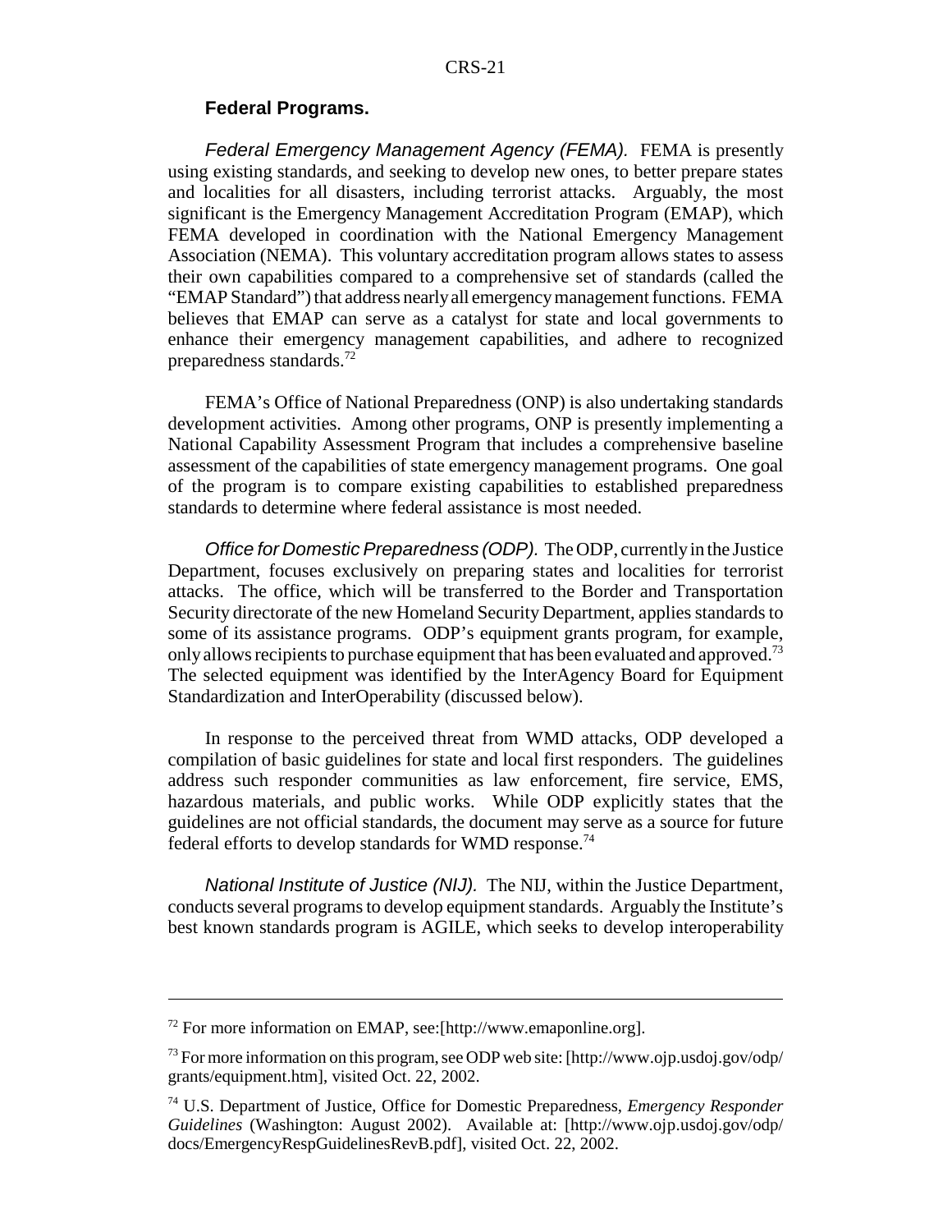### Federal Programs.

*Federal Emergency Management Agency (FEMA).* FEMA is presently using existing standards, and seeking to develop new ones, to better prepare states and localities for all disasters, including terrorist attacks. Arguably, the most significant is the Emergency Management Accreditation Program (EMAP), which FEMA developed in coordination with the National Emergency Management Association (NEMA). This voluntary accreditation program allows states to assess their own capabilities compared to a comprehensive set of standards (called the "EMAP Standard") that address nearly all emergency management functions. FEMA believes that EMAP can serve as a catalyst for state and local governments to enhance their emergency management capabilities, and adhere to recognized preparedness standards.[72]

FEMA's Office of National Preparedness (ONP) is also undertaking standards development activities. Among other programs, ONP is presently implementing a National Capability Assessment Program that includes a comprehensive baseline assessment of the capabilities of state emergency management programs. One goal of the program is to compare existing capabilities to established preparedness standards to determine where federal assistance is most needed.

*Office for Domestic Preparedness (ODP).* The ODP, currently in the Justice Department, focuses exclusively on preparing states and localities for terrorist attacks. The office, which will be transferred to the Border and Transportation Security directorate of the new Homeland Security Department, applies standards to some of its assistance programs. ODP's equipment grants program, for example, only allows recipients to purchase equipment that has been evaluated and approved.[73] The selected equipment was identified by the InterAgency Board for Equipment Standardization and InterOperability (discussed below).

In response to the perceived threat from WMD attacks, ODP developed a compilation of basic guidelines for state and local first responders. The guidelines address such responder communities as law enforcement, fire service, EMS, hazardous materials, and public works. While ODP explicitly states that the guidelines are not official standards, the document may serve as a source for future federal efforts to develop standards for WMD response.[74]

*National Institute of Justice (NIJ).* The NIJ, within the Justice Department, conducts several programs to develop equipment standards. Arguably the Institute's best known standards program is AGILE, which seeks to develop interoperability

---

[72] For more information on EMAP, see:[http://www.emaponline.org].

[73] For more information on this program, see ODP web site: [http://www.ojp.usdoj.gov/odp/grants/equipment.htm], visited Oct. 22, 2002.

[74] U.S. Department of Justice, Office for Domestic Preparedness, *Emergency Responder Guidelines* (Washington: August 2002). Available at: [http://www.ojp.usdoj.gov/odp/docs/EmergencyRespGuidelinesRevB.pdf], visited Oct. 22, 2002.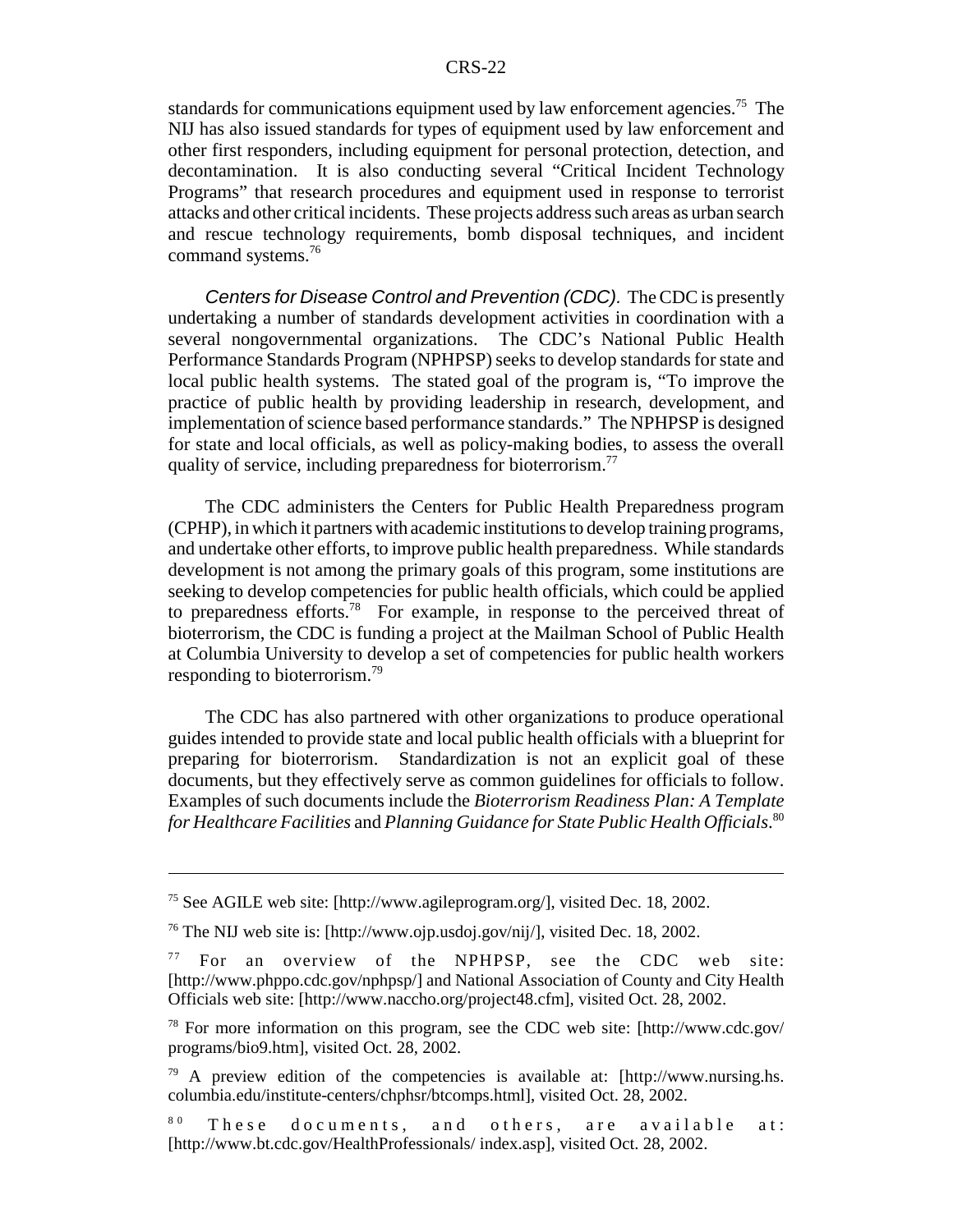standards for communications equipment used by law enforcement agencies.[75] The NIJ has also issued standards for types of equipment used by law enforcement and other first responders, including equipment for personal protection, detection, and decontamination. It is also conducting several "Critical Incident Technology Programs" that research procedures and equipment used in response to terrorist attacks and other critical incidents. These projects address such areas as urban search and rescue technology requirements, bomb disposal techniques, and incident command systems.[76]

*Centers for Disease Control and Prevention (CDC).* The CDC is presently undertaking a number of standards development activities in coordination with a several nongovernmental organizations. The CDC's National Public Health Performance Standards Program (NPHPSP) seeks to develop standards for state and local public health systems. The stated goal of the program is, "To improve the practice of public health by providing leadership in research, development, and implementation of science based performance standards." The NPHPSP is designed for state and local officials, as well as policy-making bodies, to assess the overall quality of service, including preparedness for bioterrorism.[77]

The CDC administers the Centers for Public Health Preparedness program (CPHP), in which it partners with academic institutions to develop training programs, and undertake other efforts, to improve public health preparedness. While standards development is not among the primary goals of this program, some institutions are seeking to develop competencies for public health officials, which could be applied to preparedness efforts.[78] For example, in response to the perceived threat of bioterrorism, the CDC is funding a project at the Mailman School of Public Health at Columbia University to develop a set of competencies for public health workers responding to bioterrorism.[79]

The CDC has also partnered with other organizations to produce operational guides intended to provide state and local public health officials with a blueprint for preparing for bioterrorism. Standardization is not an explicit goal of these documents, but they effectively serve as common guidelines for officials to follow. Examples of such documents include the *Bioterrorism Readiness Plan: A Template for Healthcare Facilities* and *Planning Guidance for State Public Health Officials*.[80]

---

[75] See AGILE web site: [http://www.agileprogram.org/], visited Dec. 18, 2002.

[76] The NIJ web site is: [http://www.ojp.usdoj.gov/nij/], visited Dec. 18, 2002.

[77] For an overview of the NPHPSP, see the CDC web site: [http://www.phppo.cdc.gov/nphpsp/] and National Association of County and City Health Officials web site: [http://www.naccho.org/project48.cfm], visited Oct. 28, 2002.

[78] For more information on this program, see the CDC web site: [http://www.cdc.gov/programs/bio9.htm], visited Oct. 28, 2002.

[79] A preview edition of the competencies is available at: [http://www.nursing.hs.columbia.edu/institute-centers/chphsr/btcomps.html], visited Oct. 28, 2002.

[80] These documents, and others, are available at: [http://www.bt.cdc.gov/HealthProfessionals/ index.asp], visited Oct. 28, 2002.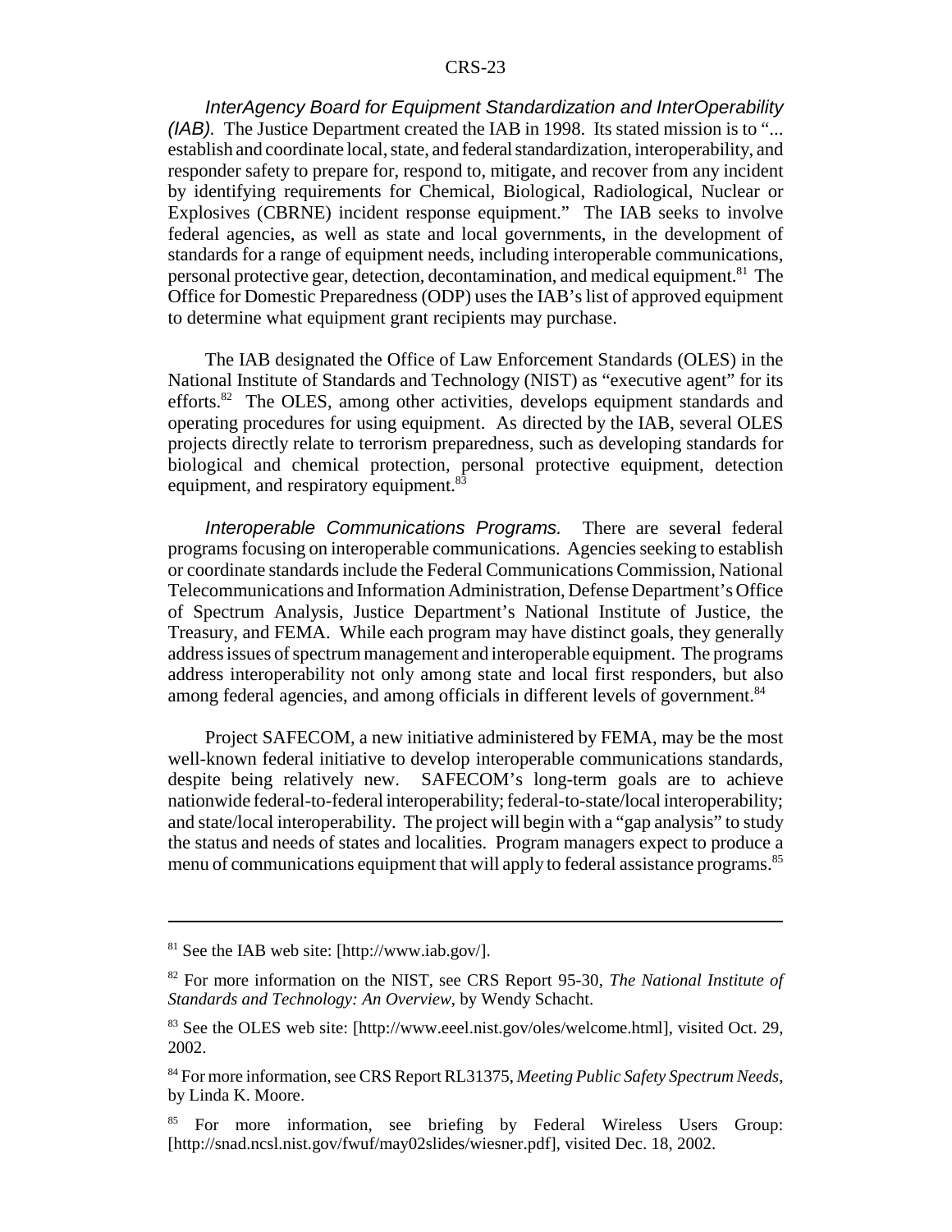*InterAgency Board for Equipment Standardization and InterOperability (IAB).* The Justice Department created the IAB in 1998. Its stated mission is to "... establish and coordinate local, state, and federal standardization, interoperability, and responder safety to prepare for, respond to, mitigate, and recover from any incident by identifying requirements for Chemical, Biological, Radiological, Nuclear or Explosives (CBRNE) incident response equipment." The IAB seeks to involve federal agencies, as well as state and local governments, in the development of standards for a range of equipment needs, including interoperable communications, personal protective gear, detection, decontamination, and medical equipment.[81] The Office for Domestic Preparedness (ODP) uses the IAB's list of approved equipment to determine what equipment grant recipients may purchase.

The IAB designated the Office of Law Enforcement Standards (OLES) in the National Institute of Standards and Technology (NIST) as "executive agent" for its efforts.[82] The OLES, among other activities, develops equipment standards and operating procedures for using equipment. As directed by the IAB, several OLES projects directly relate to terrorism preparedness, such as developing standards for biological and chemical protection, personal protective equipment, detection equipment, and respiratory equipment.[83]

*Interoperable Communications Programs.* There are several federal programs focusing on interoperable communications. Agencies seeking to establish or coordinate standards include the Federal Communications Commission, National Telecommunications and Information Administration, Defense Department's Office of Spectrum Analysis, Justice Department's National Institute of Justice, the Treasury, and FEMA. While each program may have distinct goals, they generally address issues of spectrum management and interoperable equipment. The programs address interoperability not only among state and local first responders, but also among federal agencies, and among officials in different levels of government.[84]

Project SAFECOM, a new initiative administered by FEMA, may be the most well-known federal initiative to develop interoperable communications standards, despite being relatively new. SAFECOM's long-term goals are to achieve nationwide federal-to-federal interoperability; federal-to-state/local interoperability; and state/local interoperability. The project will begin with a "gap analysis" to study the status and needs of states and localities. Program managers expect to produce a menu of communications equipment that will apply to federal assistance programs.[85]

---

[81] See the IAB web site: [http://www.iab.gov/].

[82] For more information on the NIST, see CRS Report 95-30, *The National Institute of Standards and Technology: An Overview*, by Wendy Schacht.

[83] See the OLES web site: [http://www.eeel.nist.gov/oles/welcome.html], visited Oct. 29, 2002.

[84] For more information, see CRS Report RL31375, *Meeting Public Safety Spectrum Needs*, by Linda K. Moore.

[85] For more information, see briefing by Federal Wireless Users Group: [http://snad.ncsl.nist.gov/fwuf/may02slides/wiesner.pdf], visited Dec. 18, 2002.